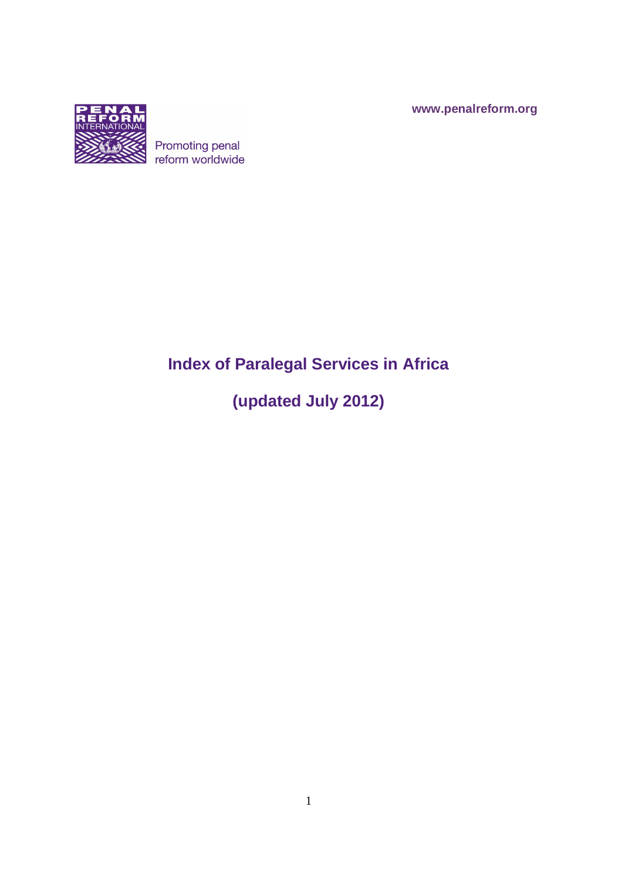PENAL REFORM INTERNATIONAL

Promoting penal reform worldwide

www.penalreform.org

# Index of Paralegal Services in Africa

## (updated July 2012)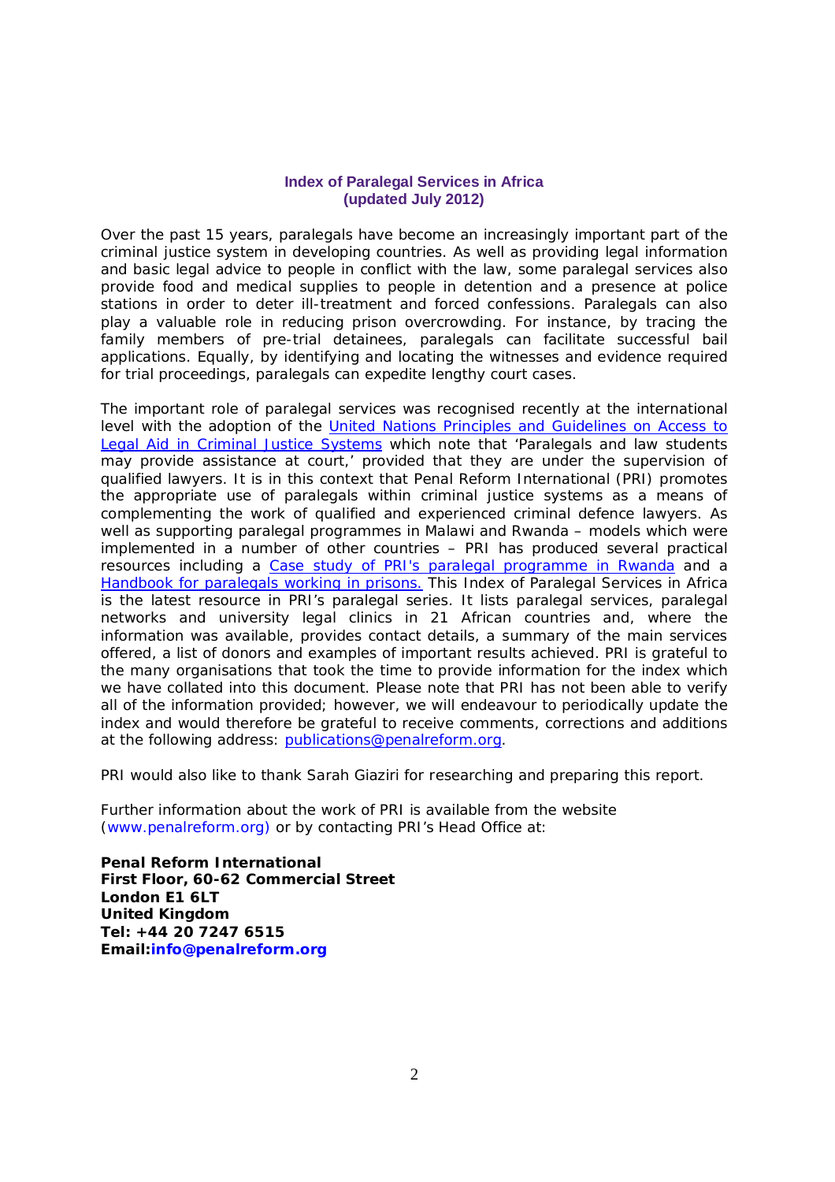# Index of Paralegal Services in Africa
## (updated July 2012)

Over the past 15 years, paralegals have become an increasingly important part of the criminal justice system in developing countries. As well as providing legal information and basic legal advice to people in conflict with the law, some paralegal services also provide food and medical supplies to people in detention and a presence at police stations in order to deter ill-treatment and forced confessions. Paralegals can also play a valuable role in reducing prison overcrowding. For instance, by tracing the family members of pre-trial detainees, paralegals can facilitate successful bail applications. Equally, by identifying and locating the witnesses and evidence required for trial proceedings, paralegals can expedite lengthy court cases.

The important role of paralegal services was recognised recently at the international level with the adoption of the United Nations Principles and Guidelines on Access to Legal Aid in Criminal Justice Systems which note that 'Paralegals and law students may provide assistance at court,' provided that they are under the supervision of qualified lawyers. It is in this context that Penal Reform International (PRI) promotes the appropriate use of paralegals within criminal justice systems as a means of complementing the work of qualified and experienced criminal defence lawyers. As well as supporting paralegal programmes in Malawi and Rwanda – models which were implemented in a number of other countries – PRI has produced several practical resources including a Case study of PRI's paralegal programme in Rwanda and a Handbook for paralegals working in prisons. This Index of Paralegal Services in Africa is the latest resource in PRI's paralegal series. It lists paralegal services, paralegal networks and university legal clinics in 21 African countries and, where the information was available, provides contact details, a summary of the main services offered, a list of donors and examples of important results achieved. PRI is grateful to the many organisations that took the time to provide information for the index which we have collated into this document. Please note that PRI has not been able to verify all of the information provided; however, we will endeavour to periodically update the index and would therefore be grateful to receive comments, corrections and additions at the following address: publications@penalreform.org.

PRI would also like to thank Sarah Giaziri for researching and preparing this report.

Further information about the work of PRI is available from the website (www.penalreform.org) or by contacting PRI's Head Office at:

**Penal Reform International**
**First Floor, 60-62 Commercial Street**
**London E1 6LT**
**United Kingdom**
**Tel: +44 20 7247 6515**
**Email:info@penalreform.org**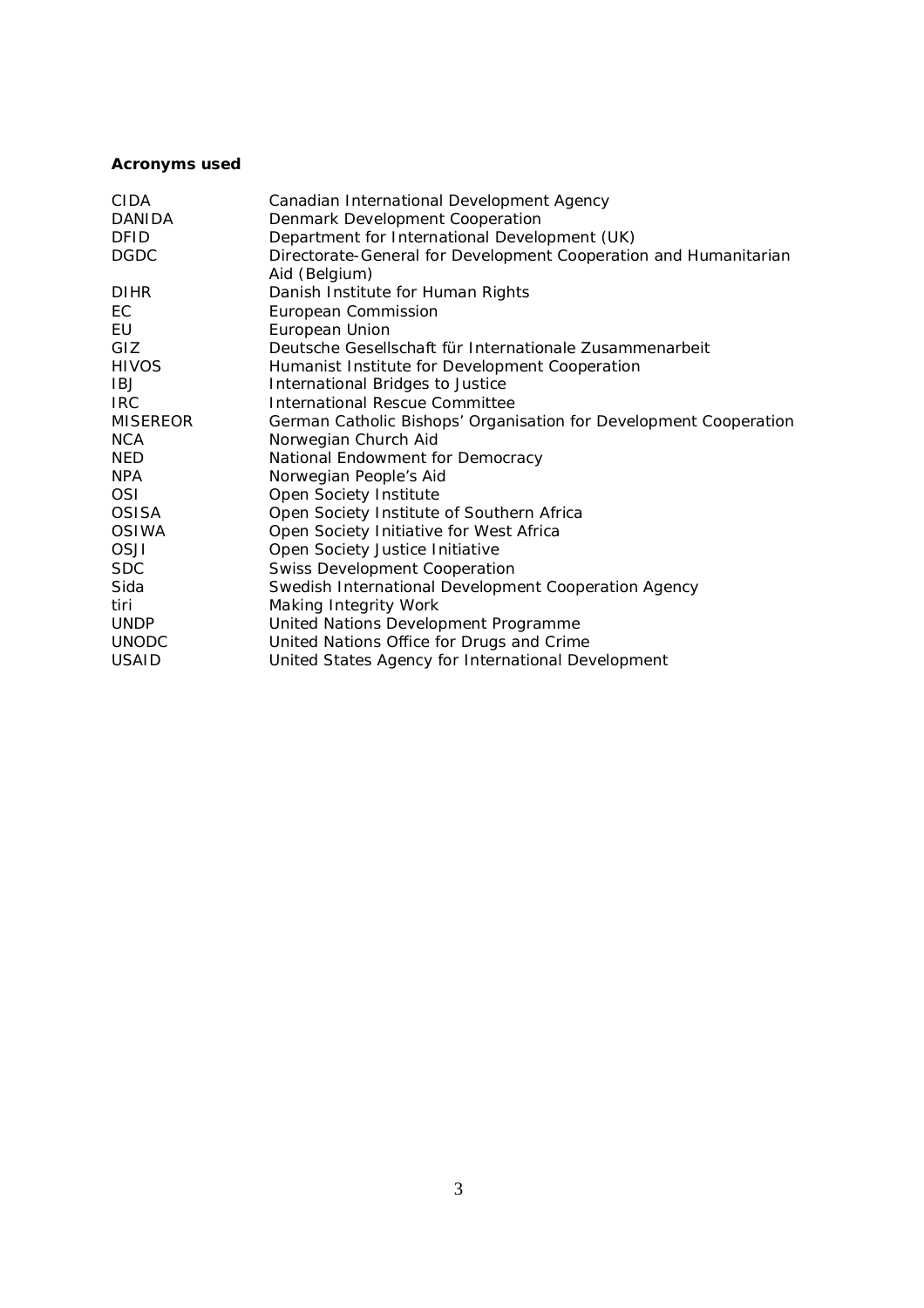**Acronyms used**

| | |
|---|---|
| CIDA | Canadian International Development Agency |
| DANIDA | Denmark Development Cooperation |
| DFID | Department for International Development (UK) |
| DGDC | Directorate-General for Development Cooperation and Humanitarian Aid (Belgium) |
| DIHR | Danish Institute for Human Rights |
| EC | European Commission |
| EU | European Union |
| GIZ | Deutsche Gesellschaft für Internationale Zusammenarbeit |
| HIVOS | Humanist Institute for Development Cooperation |
| IBJ | International Bridges to Justice |
| IRC | International Rescue Committee |
| MISEREOR | German Catholic Bishops' Organisation for Development Cooperation |
| NCA | Norwegian Church Aid |
| NED | National Endowment for Democracy |
| NPA | Norwegian People's Aid |
| OSI | Open Society Institute |
| OSISA | Open Society Institute of Southern Africa |
| OSIWA | Open Society Initiative for West Africa |
| OSJI | Open Society Justice Initiative |
| SDC | Swiss Development Cooperation |
| Sida | Swedish International Development Cooperation Agency |
| tiri | Making Integrity Work |
| UNDP | United Nations Development Programme |
| UNODC | United Nations Office for Drugs and Crime |
| USAID | United States Agency for International Development |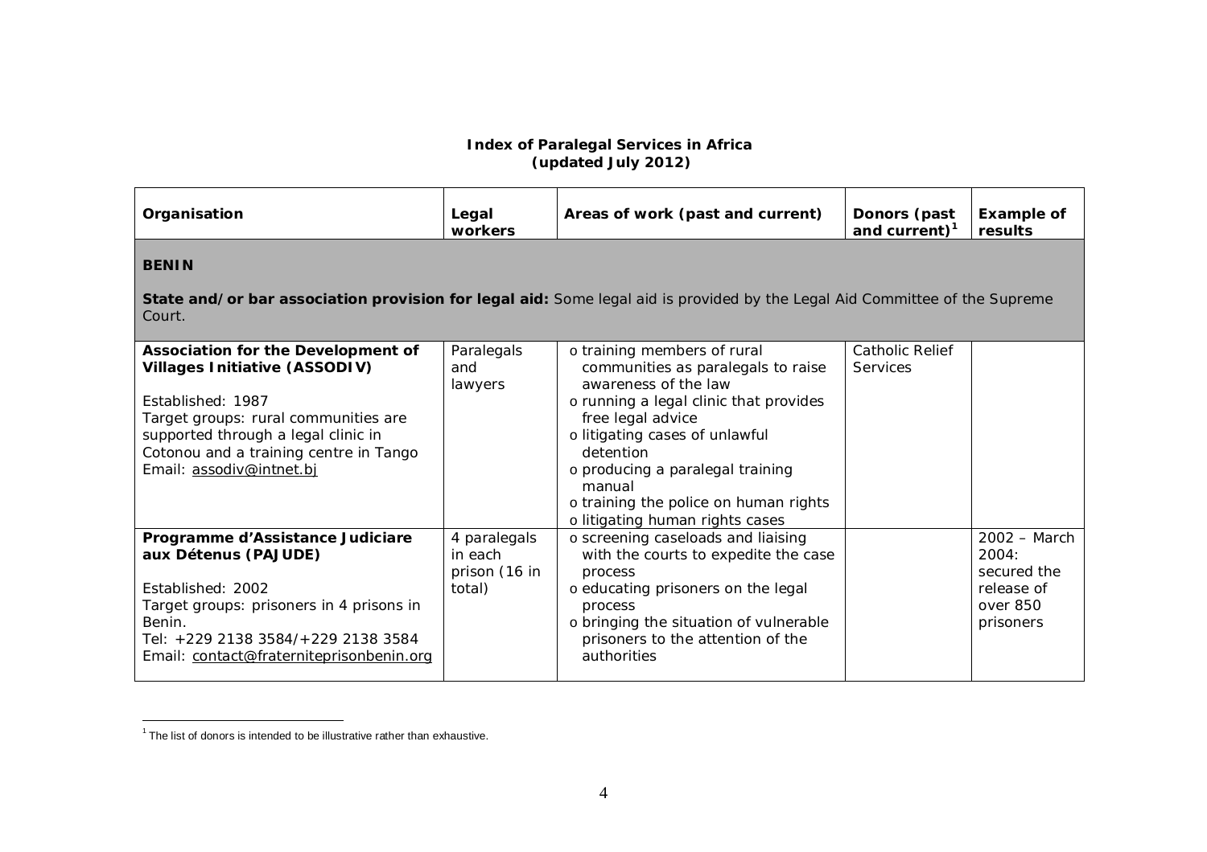**Index of Paralegal Services in Africa**
**(updated July 2012)**

| Organisation | Legal workers | Areas of work (past and current) | Donors (past and current)[1] | Example of results |
|---|---|---|---|---|
| **BENIN**<br><br>**State and/or bar association provision for legal aid:** Some legal aid is provided by the Legal Aid Committee of the Supreme Court. | | | | |
| **Association for the Development of Villages Initiative (ASSODIV)**<br><br>Established: 1987<br>Target groups: rural communities are supported through a legal clinic in Cotonou and a training centre in Tango<br>Email: assodiv@intnet.bj | Paralegals and lawyers | o training members of rural communities as paralegals to raise awareness of the law<br>o running a legal clinic that provides free legal advice<br>o litigating cases of unlawful detention<br>o producing a paralegal training manual<br>o training the police on human rights<br>o litigating human rights cases | Catholic Relief Services | |
| **Programme d'Assistance Judiciare aux Détenus (PAJUDE)**<br><br>Established: 2002<br>Target groups: prisoners in 4 prisons in Benin.<br>Tel: +229 2138 3584/+229 2138 3584<br>Email: contact@fraterniteprisonbenin.org | 4 paralegals in each prison (16 in total) | o screening caseloads and liaising with the courts to expedite the case process<br>o educating prisoners on the legal process<br>o bringing the situation of vulnerable prisoners to the attention of the authorities | | 2002 – March 2004: secured the release of over 850 prisoners |

[1] The list of donors is intended to be illustrative rather than exhaustive.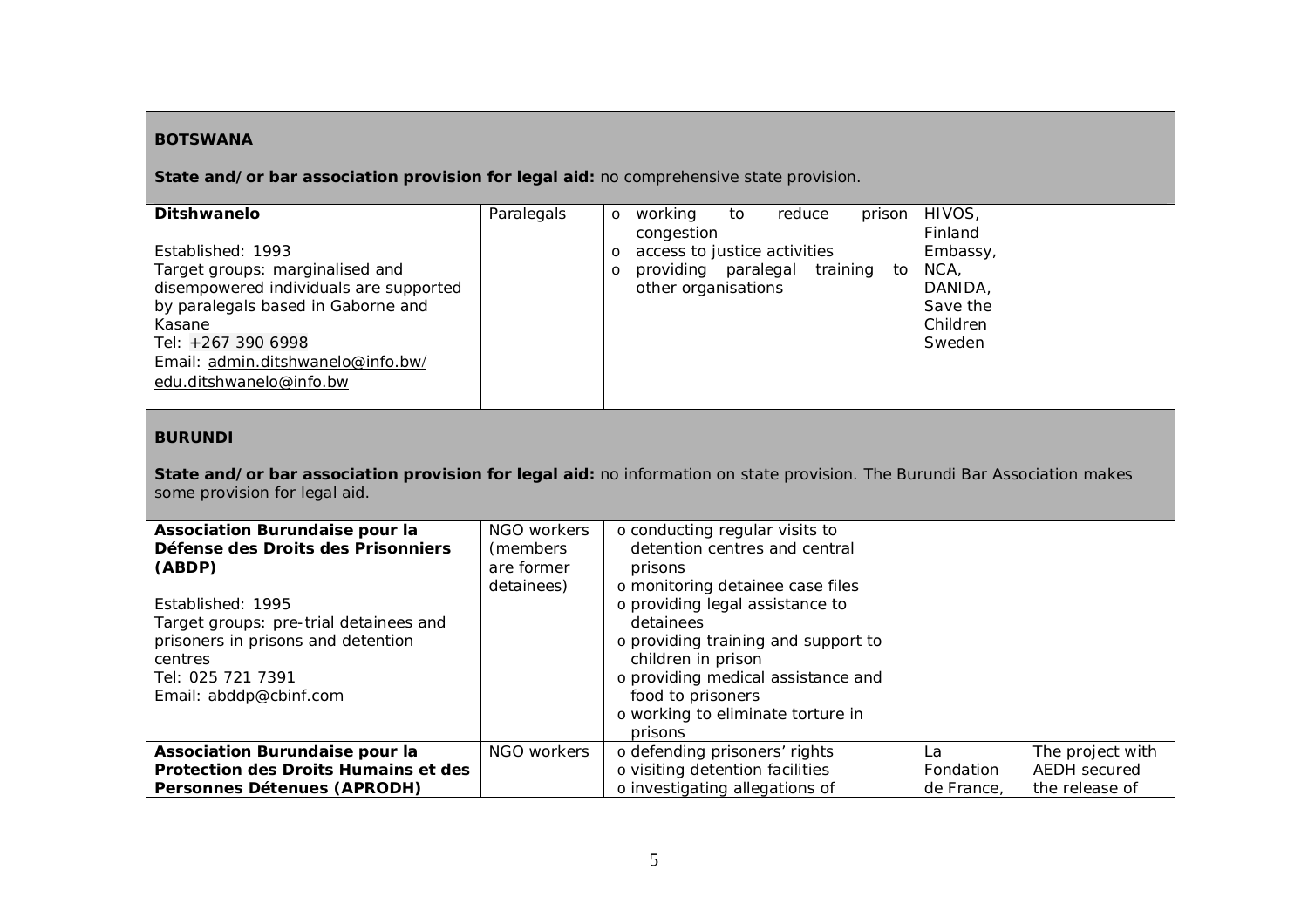| | | | | |
|---|---|---|---|---|
| **BOTSWANA**<br><br>**State and/or bar association provision for legal aid:** no comprehensive state provision. | | | | |
| **Ditshwanelo**<br><br>Established: 1993<br>Target groups: marginalised and disempowered individuals are supported by paralegals based in Gaborne and Kasane<br>Tel: +267 390 6998<br>Email: admin.ditshwanelo@info.bw/ edu.ditshwanelo@info.bw | Paralegals | o working to reduce prison congestion<br>o access to justice activities<br>o providing paralegal training to other organisations | HIVOS, Finland Embassy, NCA, DANIDA, Save the Children Sweden | |
| **BURUNDI**<br><br>**State and/or bar association provision for legal aid:** no information on state provision. The Burundi Bar Association makes some provision for legal aid. | | | | |
| **Association Burundaise pour la Défense des Droits des Prisonniers (ABDP)**<br><br>Established: 1995<br>Target groups: pre-trial detainees and prisoners in prisons and detention centres<br>Tel: 025 721 7391<br>Email: abddp@cbinf.com | NGO workers (members are former detainees) | o conducting regular visits to detention centres and central prisons<br>o monitoring detainee case files<br>o providing legal assistance to detainees<br>o providing training and support to children in prison<br>o providing medical assistance and food to prisoners<br>o working to eliminate torture in prisons | | |
| **Association Burundaise pour la Protection des Droits Humains et des Personnes Détenues (APRODH)** | NGO workers | o defending prisoners' rights<br>o visiting detention facilities<br>o investigating allegations of | La Fondation de France, | The project with AEDH secured the release of |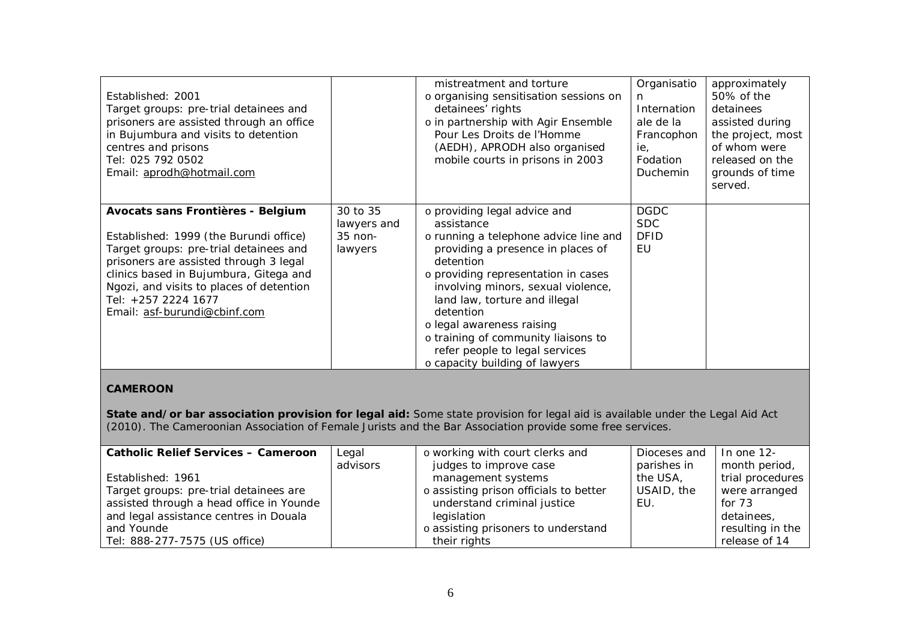| | | | | |
|---|---|---|---|---|
| Established: 2001<br>Target groups: pre-trial detainees and prisoners are assisted through an office in Bujumbura and visits to detention centres and prisons<br>Tel: 025 792 0502<br>Email: aprodh@hotmail.com | | mistreatment and torture<br>o organising sensitisation sessions on detainees' rights<br>o in partnership with Agir Ensemble Pour Les Droits de l'Homme (AEDH), APRODH also organised mobile courts in prisons in 2003 | Organisation Internationale de la Francophonie, Fodation Duchemin | approximately 50% of the detainees assisted during the project, most of whom were released on the grounds of time served. |
| **Avocats sans Frontières - Belgium**<br><br>Established: 1999 (the Burundi office)<br>Target groups: pre-trial detainees and prisoners are assisted through 3 legal clinics based in Bujumbura, Gitega and Ngozi, and visits to places of detention<br>Tel: +257 2224 1677<br>Email: asf-burundi@cbinf.com | 30 to 35 lawyers and 35 non-lawyers | o providing legal advice and assistance<br>o running a telephone advice line and providing a presence in places of detention<br>o providing representation in cases involving minors, sexual violence, land law, torture and illegal detention<br>o legal awareness raising<br>o training of community liaisons to refer people to legal services<br>o capacity building of lawyers | DGDC<br>SDC<br>DFID<br>EU | |

**CAMEROON**

**State and/or bar association provision for legal aid:** Some state provision for legal aid is available under the Legal Aid Act (2010). The Cameroonian Association of Female Jurists and the Bar Association provide some free services.

| | | | | |
|---|---|---|---|---|
| **Catholic Relief Services – Cameroon**<br><br>Established: 1961<br>Target groups: pre-trial detainees are assisted through a head office in Younde and legal assistance centres in Douala and Younde<br>Tel: 888-277-7575 (US office) | Legal advisors | o working with court clerks and judges to improve case management systems<br>o assisting prison officials to better understand criminal justice legislation<br>o assisting prisoners to understand their rights | Dioceses and parishes in the USA, USAID, the EU. | In one 12-month period, trial procedures were arranged for 73 detainees, resulting in the release of 14 |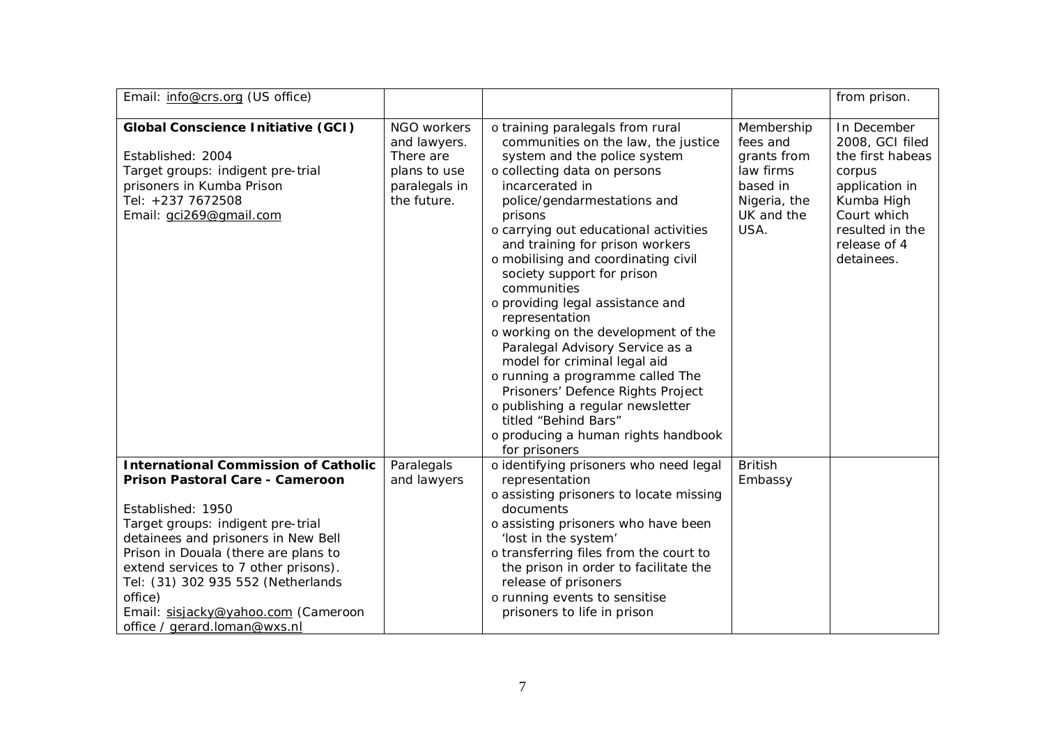| | | | | |
|---|---|---|---|---|
| Email: info@crs.org (US office) | | | | from prison. |
| **Global Conscience Initiative (GCI)**<br><br>Established: 2004<br>Target groups: indigent pre-trial prisoners in Kumba Prison<br>Tel: +237 7672508<br>Email: gci269@gmail.com | NGO workers and lawyers. There are plans to use paralegals in the future. | o training paralegals from rural communities on the law, the justice system and the police system<br>o collecting data on persons incarcerated in police/gendarmestations and prisons<br>o carrying out educational activities and training for prison workers<br>o mobilising and coordinating civil society support for prison communities<br>o providing legal assistance and representation<br>o working on the development of the Paralegal Advisory Service as a model for criminal legal aid<br>o running a programme called The Prisoners' Defence Rights Project<br>o publishing a regular newsletter titled "Behind Bars"<br>o producing a human rights handbook for prisoners | Membership fees and grants from law firms based in Nigeria, the UK and the USA. | In December 2008, GCI filed the first habeas corpus application in Kumba High Court which resulted in the release of 4 detainees. |
| **International Commission of Catholic Prison Pastoral Care - Cameroon**<br><br>Established: 1950<br>Target groups: indigent pre-trial detainees and prisoners in New Bell Prison in Douala (there are plans to extend services to 7 other prisons).<br>Tel: (31) 302 935 552 (Netherlands office)<br>Email: sisjacky@yahoo.com (Cameroon office / gerard.loman@wxs.nl | Paralegals and lawyers | o identifying prisoners who need legal representation<br>o assisting prisoners to locate missing documents<br>o assisting prisoners who have been 'lost in the system'<br>o transferring files from the court to the prison in order to facilitate the release of prisoners<br>o running events to sensitise prisoners to life in prison | British Embassy | |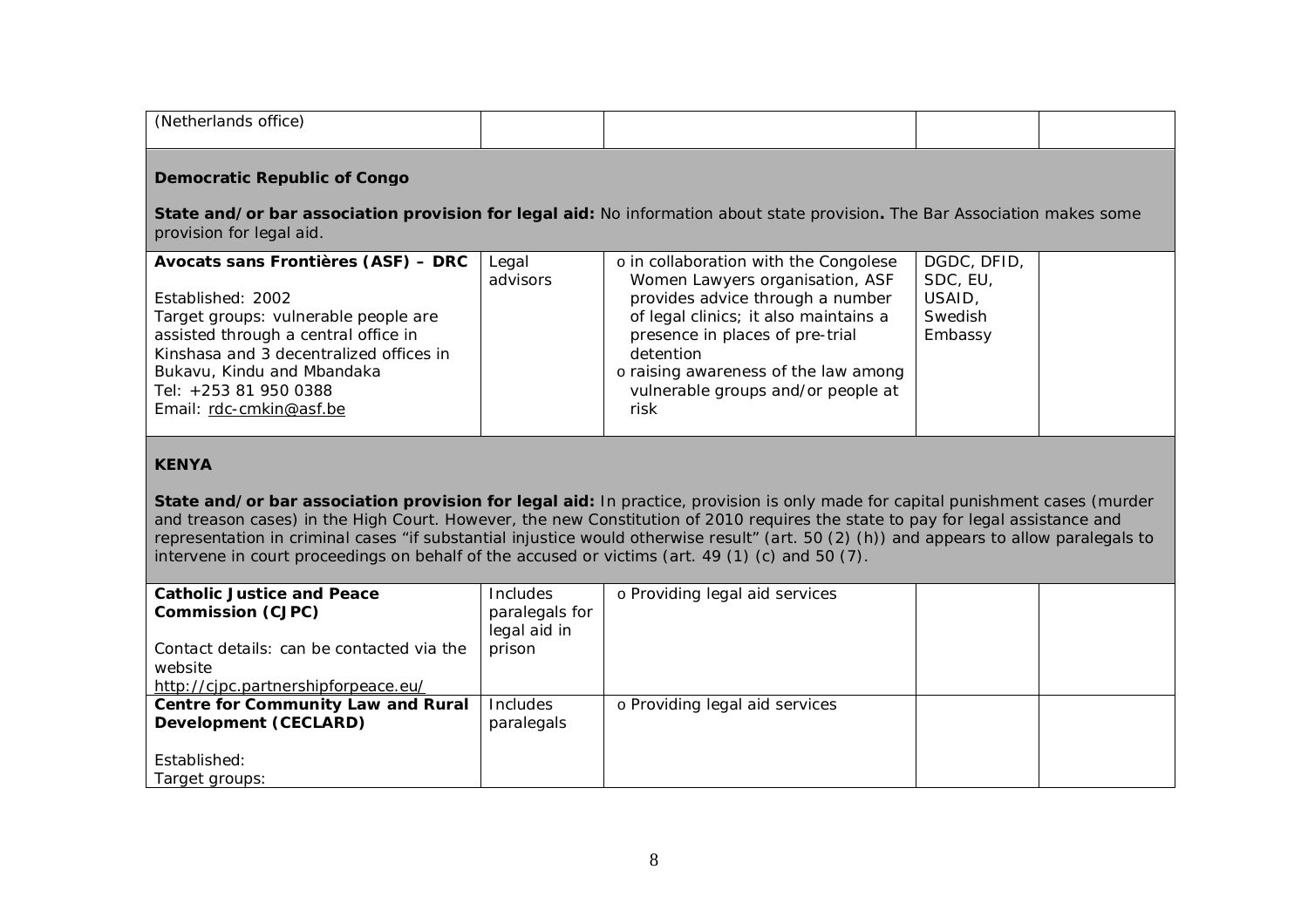| (Netherlands office) | | | | |
|---|---|---|---|---|
| **Democratic Republic of Congo**<br><br>**State and/or bar association provision for legal aid:** No information about state provision**.** The Bar Association makes some provision for legal aid. | | | | |
| **Avocats sans Frontières (ASF) – DRC**<br><br>Established: 2002<br>Target groups: vulnerable people are assisted through a central office in Kinshasa and 3 decentralized offices in Bukavu, Kindu and Mbandaka<br>Tel: +253 81 950 0388<br>Email: rdc-cmkin@asf.be | Legal advisors | o in collaboration with the Congolese Women Lawyers organisation, ASF provides advice through a number of legal clinics; it also maintains a presence in places of pre-trial detention<br>o raising awareness of the law among vulnerable groups and/or people at risk | DGDC, DFID, SDC, EU, USAID, Swedish Embassy | |
| **KENYA**<br><br>**State and/or bar association provision for legal aid:** In practice, provision is only made for capital punishment cases (murder and treason cases) in the High Court. However, the new Constitution of 2010 requires the state to pay for legal assistance and representation in criminal cases "if substantial injustice would otherwise result" (art. 50 (2) (h)) and appears to allow paralegals to intervene in court proceedings on behalf of the accused or victims (art. 49 (1) (c) and 50 (7). | | | | |
| **Catholic Justice and Peace Commission (CJPC)**<br><br>Contact details: can be contacted via the website<br>http://cjpc.partnershipforpeace.eu/ | Includes paralegals for legal aid in prison | o Providing legal aid services | | |
| **Centre for Community Law and Rural Development (CECLARD)**<br><br>Established:<br>Target groups: | Includes paralegals | o Providing legal aid services | | |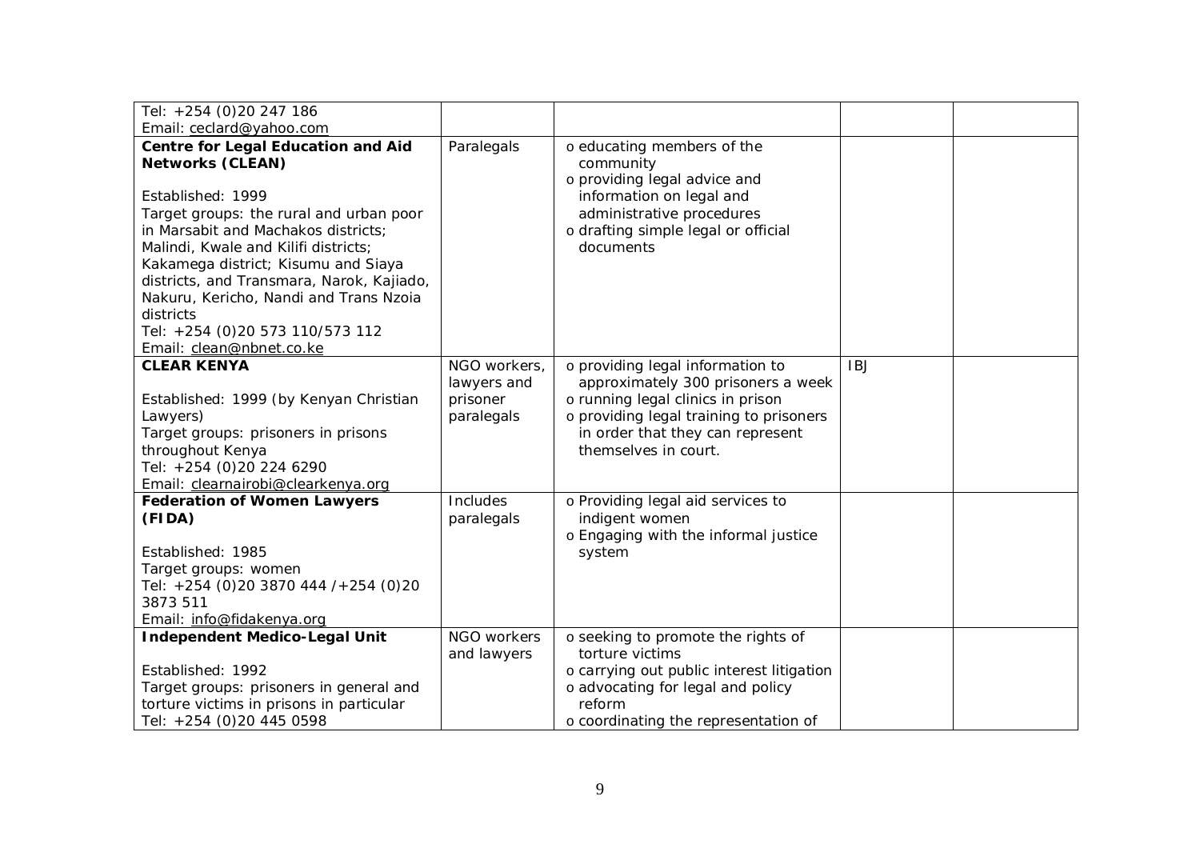| | | | | |
|---|---|---|---|---|
| Tel: +254 (0)20 247 186<br>Email: ceclard@yahoo.com | | | | |
| **Centre for Legal Education and Aid Networks (CLEAN)**<br><br>Established: 1999<br>Target groups: the rural and urban poor in Marsabit and Machakos districts; Malindi, Kwale and Kilifi districts; Kakamega district; Kisumu and Siaya districts, and Transmara, Narok, Kajiado, Nakuru, Kericho, Nandi and Trans Nzoia districts<br>Tel: +254 (0)20 573 110/573 112<br>Email: clean@nbnet.co.ke | Paralegals | o educating members of the community<br>o providing legal advice and information on legal and administrative procedures<br>o drafting simple legal or official documents | | |
| **CLEAR KENYA**<br><br>Established: 1999 (by Kenyan Christian Lawyers)<br>Target groups: prisoners in prisons throughout Kenya<br>Tel: +254 (0)20 224 6290<br>Email: clearnairobi@clearkenya.org | NGO workers, lawyers and prisoner paralegals | o providing legal information to approximately 300 prisoners a week<br>o running legal clinics in prison<br>o providing legal training to prisoners in order that they can represent themselves in court. | IBJ | |
| **Federation of Women Lawyers (FIDA)**<br><br>Established: 1985<br>Target groups: women<br>Tel: +254 (0)20 3870 444 /+254 (0)20 3873 511<br>Email: info@fidakenya.org | Includes paralegals | o Providing legal aid services to indigent women<br>o Engaging with the informal justice system | | |
| **Independent Medico-Legal Unit**<br><br>Established: 1992<br>Target groups: prisoners in general and torture victims in prisons in particular<br>Tel: +254 (0)20 445 0598 | NGO workers and lawyers | o seeking to promote the rights of torture victims<br>o carrying out public interest litigation<br>o advocating for legal and policy reform<br>o coordinating the representation of | | |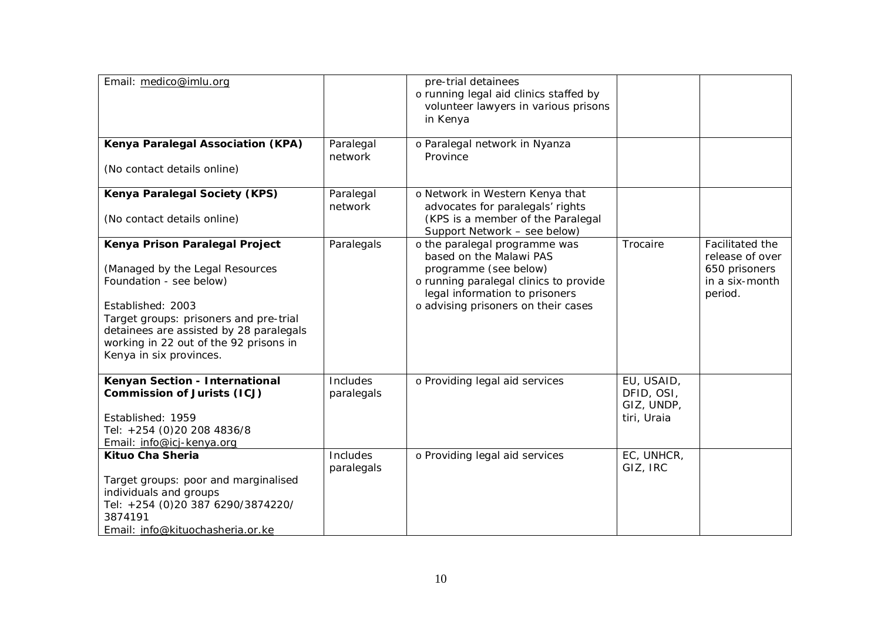| | | | | |
|---|---|---|---|---|
| Email: medico@imlu.org | | pre-trial detainees<br>o running legal aid clinics staffed by volunteer lawyers in various prisons in Kenya | | |
| **Kenya Paralegal Association (KPA)**<br><br>(No contact details online) | Paralegal network | o Paralegal network in Nyanza Province | | |
| **Kenya Paralegal Society (KPS)**<br><br>(No contact details online) | Paralegal network | o Network in Western Kenya that advocates for paralegals' rights (KPS is a member of the Paralegal Support Network – see below) | | |
| **Kenya Prison Paralegal Project**<br><br>(Managed by the Legal Resources Foundation - see below)<br><br>Established: 2003<br>Target groups: prisoners and pre-trial detainees are assisted by 28 paralegals working in 22 out of the 92 prisons in Kenya in six provinces. | Paralegals | o the paralegal programme was based on the Malawi PAS programme (see below)<br>o running paralegal clinics to provide legal information to prisoners<br>o advising prisoners on their cases | Trocaire | Facilitated the release of over 650 prisoners in a six-month period. |
| **Kenyan Section - International Commission of Jurists (ICJ)**<br><br>Established: 1959<br>Tel: +254 (0)20 208 4836/8<br>Email: info@icj-kenya.org | Includes paralegals | o Providing legal aid services | EU, USAID, DFID, OSI, GIZ, UNDP, tiri, Uraia | |
| **Kituo Cha Sheria**<br><br>Target groups: poor and marginalised individuals and groups<br>Tel: +254 (0)20 387 6290/3874220/ 3874191<br>Email: info@kituochasheria.or.ke | Includes paralegals | o Providing legal aid services | EC, UNHCR, GIZ, IRC | |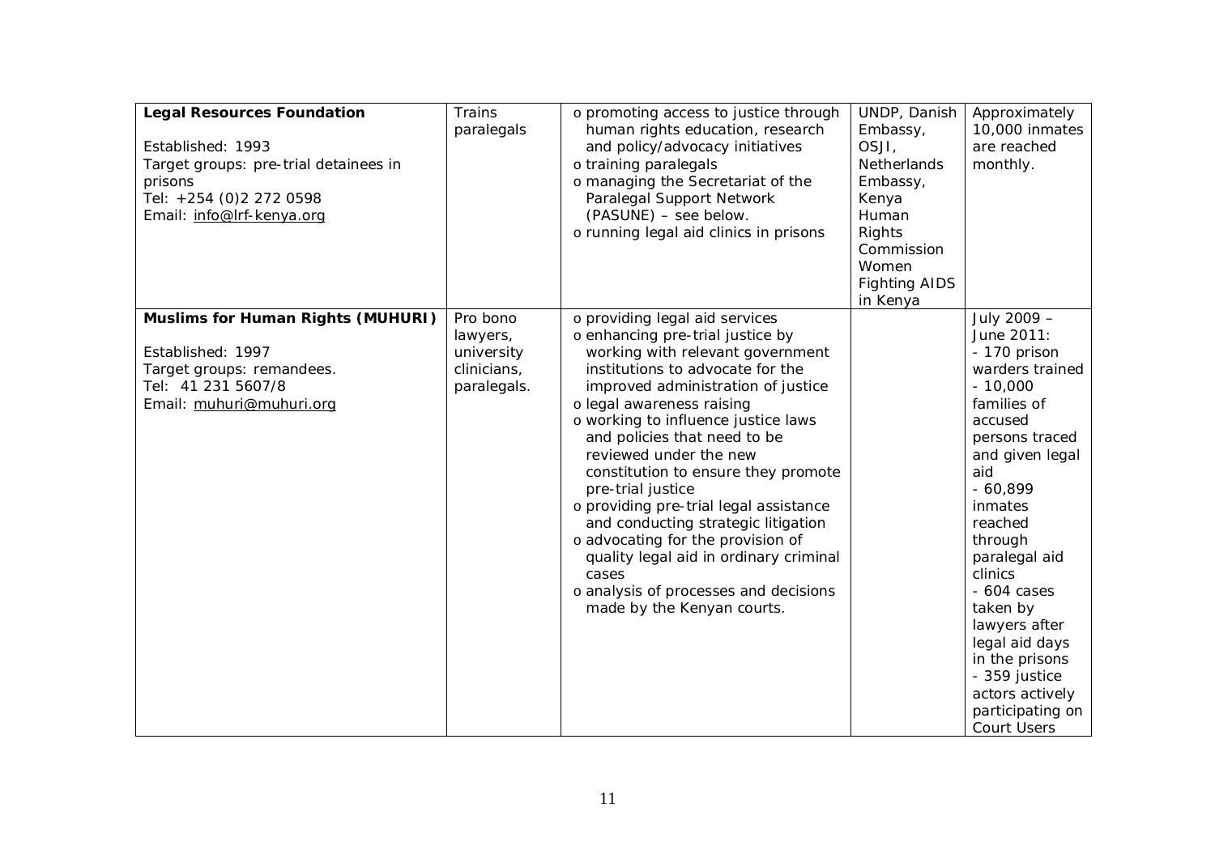| **Legal Resources Foundation**<br><br>Established: 1993<br>Target groups: pre-trial detainees in prisons<br>Tel: +254 (0)2 272 0598<br>Email: info@lrf-kenya.org | Trains paralegals | o promoting access to justice through human rights education, research and policy/advocacy initiatives<br>o training paralegals<br>o managing the Secretariat of the Paralegal Support Network (PASUNE) – see below.<br>o running legal aid clinics in prisons | UNDP, Danish Embassy, OSJI, Netherlands Embassy, Kenya Human Rights Commission Women Fighting AIDS in Kenya | Approximately 10,000 inmates are reached monthly. |
|---|---|---|---|---|
| **Muslims for Human Rights (MUHURI)**<br><br>Established: 1997<br>Target groups: remandees.<br>Tel: 41 231 5607/8<br>Email: muhuri@muhuri.org | Pro bono lawyers, university clinicians, paralegals. | o providing legal aid services<br>o enhancing pre-trial justice by working with relevant government institutions to advocate for the improved administration of justice<br>o legal awareness raising<br>o working to influence justice laws and policies that need to be reviewed under the new constitution to ensure they promote pre-trial justice<br>o providing pre-trial legal assistance and conducting strategic litigation<br>o advocating for the provision of quality legal aid in ordinary criminal cases<br>o analysis of processes and decisions made by the Kenyan courts. | | July 2009 – June 2011:<br>- 170 prison warders trained<br>- 10,000 families of accused persons traced and given legal aid<br>- 60,899 inmates reached through paralegal aid clinics<br>- 604 cases taken by lawyers after legal aid days in the prisons<br>- 359 justice actors actively participating on Court Users |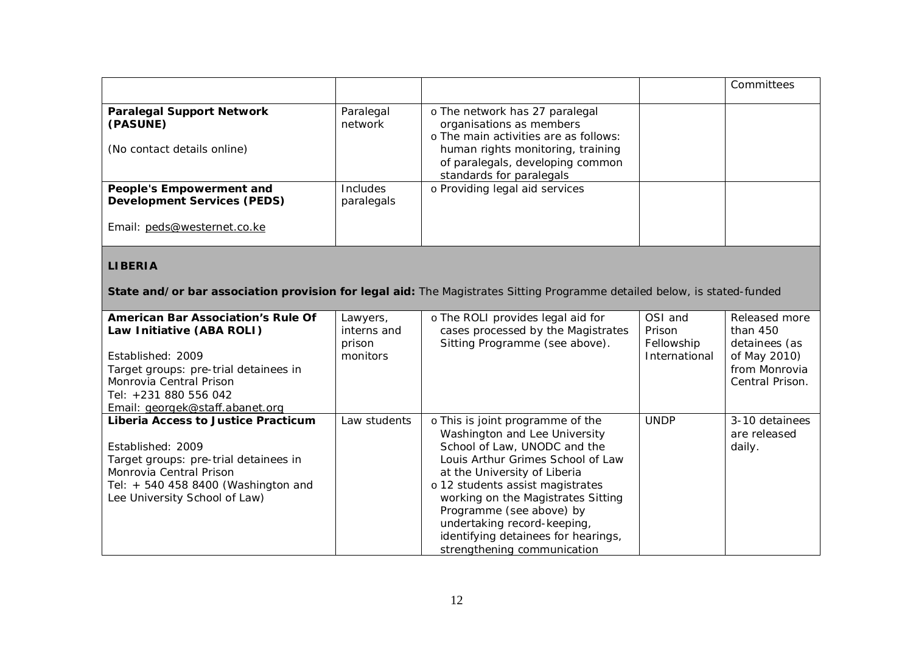| | | | | |
|---|---|---|---|---|
| | | | | Committees |
| **Paralegal Support Network (PASUNE)**<br><br>(No contact details online) | Paralegal network | o The network has 27 paralegal organisations as members<br>o The main activities are as follows: human rights monitoring, training of paralegals, developing common standards for paralegals | | |
| **People's Empowerment and Development Services (PEDS)**<br><br>Email: peds@westernet.co.ke | Includes paralegals | o Providing legal aid services | | |
| **LIBERIA**<br><br>**State and/or bar association provision for legal aid:** The Magistrates Sitting Programme detailed below, is stated-funded | | | | |
| **American Bar Association's Rule Of Law Initiative (ABA ROLI)**<br><br>Established: 2009<br>Target groups: pre-trial detainees in Monrovia Central Prison<br>Tel: +231 880 556 042<br>Email: georgek@staff.abanet.org | Lawyers, interns and prison monitors | o The ROLI provides legal aid for cases processed by the Magistrates Sitting Programme (see above). | OSI and Prison Fellowship International | Released more than 450 detainees (as of May 2010) from Monrovia Central Prison. |
| **Liberia Access to Justice Practicum**<br><br>Established: 2009<br>Target groups: pre-trial detainees in Monrovia Central Prison<br>Tel: + 540 458 8400 (Washington and Lee University School of Law) | Law students | o This is joint programme of the Washington and Lee University School of Law, UNODC and the Louis Arthur Grimes School of Law at the University of Liberia<br>o 12 students assist magistrates working on the Magistrates Sitting Programme (see above) by undertaking record-keeping, identifying detainees for hearings, strengthening communication | UNDP | 3-10 detainees are released daily. |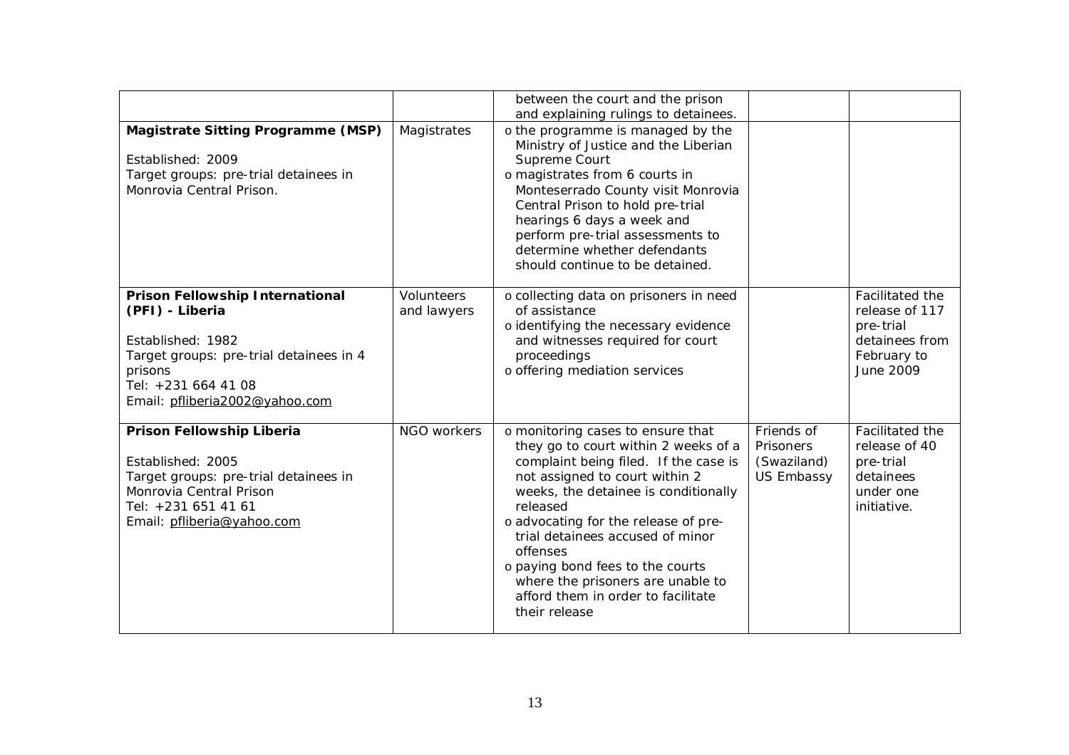| | | | | |
|---|---|---|---|---|
| | | between the court and the prison and explaining rulings to detainees. | | |
| **Magistrate Sitting Programme (MSP)**<br><br>Established: 2009<br>Target groups: pre-trial detainees in Monrovia Central Prison. | Magistrates | o the programme is managed by the Ministry of Justice and the Liberian Supreme Court<br>o magistrates from 6 courts in Monteserrado County visit Monrovia Central Prison to hold pre-trial hearings 6 days a week and perform pre-trial assessments to determine whether defendants should continue to be detained. | | |
| **Prison Fellowship International (PFI) - Liberia**<br><br>Established: 1982<br>Target groups: pre-trial detainees in 4 prisons<br>Tel: +231 664 41 08<br>Email: pfliberia2002@yahoo.com | Volunteers and lawyers | o collecting data on prisoners in need of assistance<br>o identifying the necessary evidence and witnesses required for court proceedings<br>o offering mediation services | | Facilitated the release of 117 pre-trial detainees from February to June 2009 |
| **Prison Fellowship Liberia**<br><br>Established: 2005<br>Target groups: pre-trial detainees in Monrovia Central Prison<br>Tel: +231 651 41 61<br>Email: pfliberia@yahoo.com | NGO workers | o monitoring cases to ensure that they go to court within 2 weeks of a complaint being filed. If the case is not assigned to court within 2 weeks, the detainee is conditionally released<br>o advocating for the release of pre-trial detainees accused of minor offenses<br>o paying bond fees to the courts where the prisoners are unable to afford them in order to facilitate their release | Friends of Prisoners (Swaziland)<br>US Embassy | Facilitated the release of 40 pre-trial detainees under one initiative. |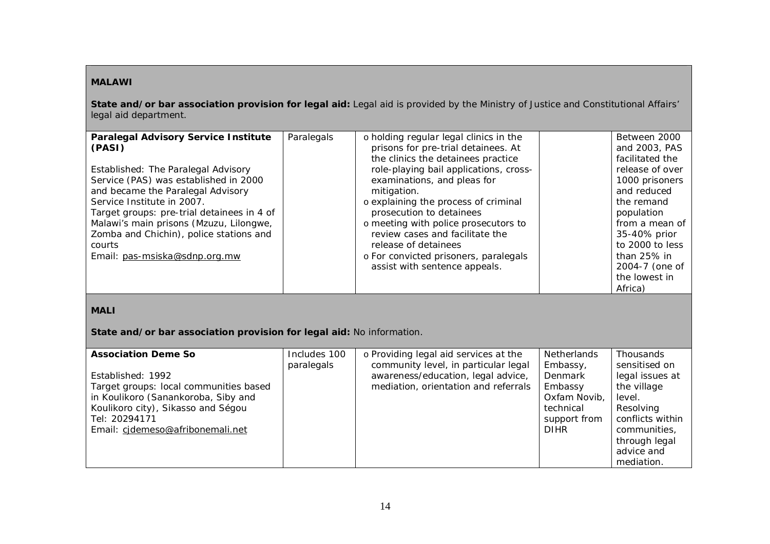**MALAWI**

**State and/or bar association provision for legal aid:** Legal aid is provided by the Ministry of Justice and Constitutional Affairs' legal aid department.

| | | | | |
|---|---|---|---|---|
| **Paralegal Advisory Service Institute (PASI)**<br><br>Established: The Paralegal Advisory Service (PAS) was established in 2000 and became the Paralegal Advisory Service Institute in 2007.<br>Target groups: pre-trial detainees in 4 of Malawi's main prisons (Mzuzu, Lilongwe, Zomba and Chichin), police stations and courts<br>Email: pas-msiska@sdnp.org.mw | Paralegals | o holding regular legal clinics in the prisons for pre-trial detainees. At the clinics the detainees practice role-playing bail applications, cross-examinations, and pleas for mitigation.<br>o explaining the process of criminal prosecution to detainees<br>o meeting with police prosecutors to review cases and facilitate the release of detainees<br>o For convicted prisoners, paralegals assist with sentence appeals. | | Between 2000 and 2003, PAS facilitated the release of over 1000 prisoners and reduced the remand population from a mean of 35-40% prior to 2000 to less than 25% in 2004-7 (one of the lowest in Africa) |

**MALI**

**State and/or bar association provision for legal aid:** No information.

| | | | | |
|---|---|---|---|---|
| **Association Deme So**<br><br>Established: 1992<br>Target groups: local communities based in Koulikoro (Sanankoroba, Siby and Koulikoro city), Sikasso and Ségou<br>Tel: 20294171<br>Email: cjdemeso@afribonemali.net | Includes 100 paralegals | o Providing legal aid services at the community level, in particular legal awareness/education, legal advice, mediation, orientation and referrals | Netherlands Embassy, Denmark Embassy Oxfam Novib, technical support from DIHR | Thousands sensitised on legal issues at the village level. Resolving conflicts within communities, through legal advice and mediation. |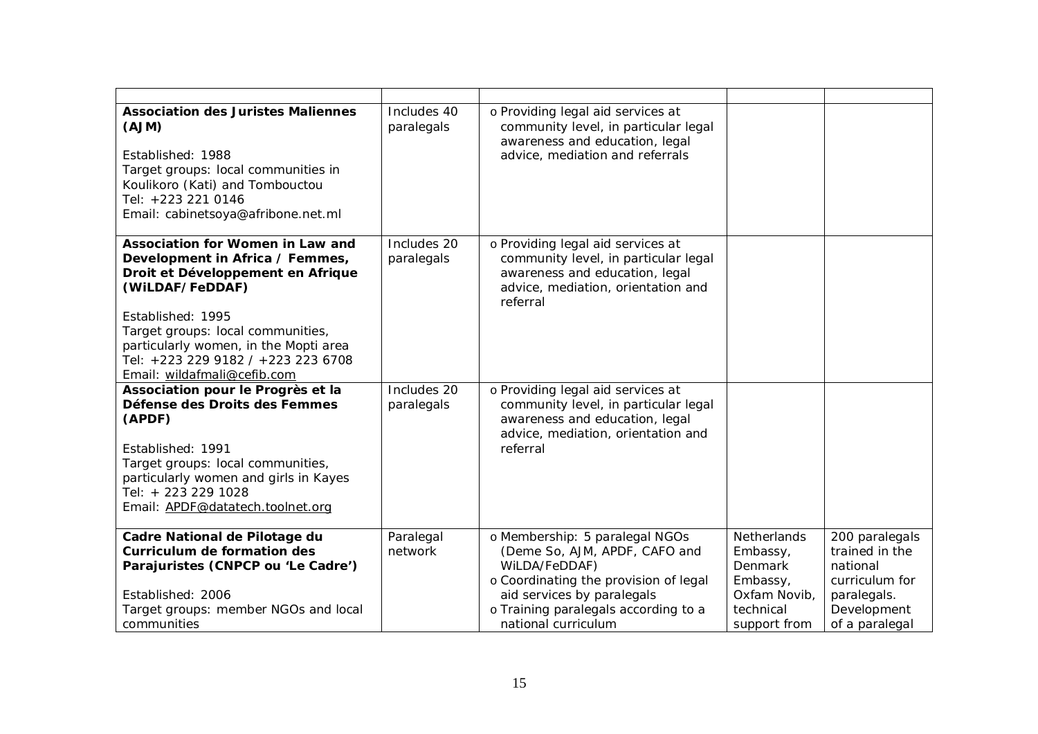| | | | | |
|---|---|---|---|---|
| **Association des Juristes Maliennes (AJM)**<br><br>Established: 1988<br>Target groups: local communities in Koulikoro (Kati) and Tombouctou<br>Tel: +223 221 0146<br>Email: cabinetsoya@afribone.net.ml | Includes 40 paralegals | o Providing legal aid services at community level, in particular legal awareness and education, legal advice, mediation and referrals | | |
| **Association for Women in Law and Development in Africa / Femmes, Droit et Développement en Afrique (WiLDAF/FeDDAF)**<br><br>Established: 1995<br>Target groups: local communities, particularly women, in the Mopti area<br>Tel: +223 229 9182 / +223 223 6708<br>Email: wildafmali@cefib.com | Includes 20 paralegals | o Providing legal aid services at community level, in particular legal awareness and education, legal advice, mediation, orientation and referral | | |
| **Association pour le Progrès et la Défense des Droits des Femmes (APDF)**<br><br>Established: 1991<br>Target groups: local communities, particularly women and girls in Kayes<br>Tel: + 223 229 1028<br>Email: APDF@datatech.toolnet.org | Includes 20 paralegals | o Providing legal aid services at community level, in particular legal awareness and education, legal advice, mediation, orientation and referral | | |
| **Cadre National de Pilotage du Curriculum de formation des Parajuristes (CNPCP ou 'Le Cadre')**<br><br>Established: 2006<br>Target groups: member NGOs and local communities | Paralegal network | o Membership: 5 paralegal NGOs (Deme So, AJM, APDF, CAFO and WiLDA/FeDDAF)<br>o Coordinating the provision of legal aid services by paralegals<br>o Training paralegals according to a national curriculum | Netherlands Embassy, Denmark Embassy, Oxfam Novib, technical support from | 200 paralegals trained in the national curriculum for paralegals. Development of a paralegal |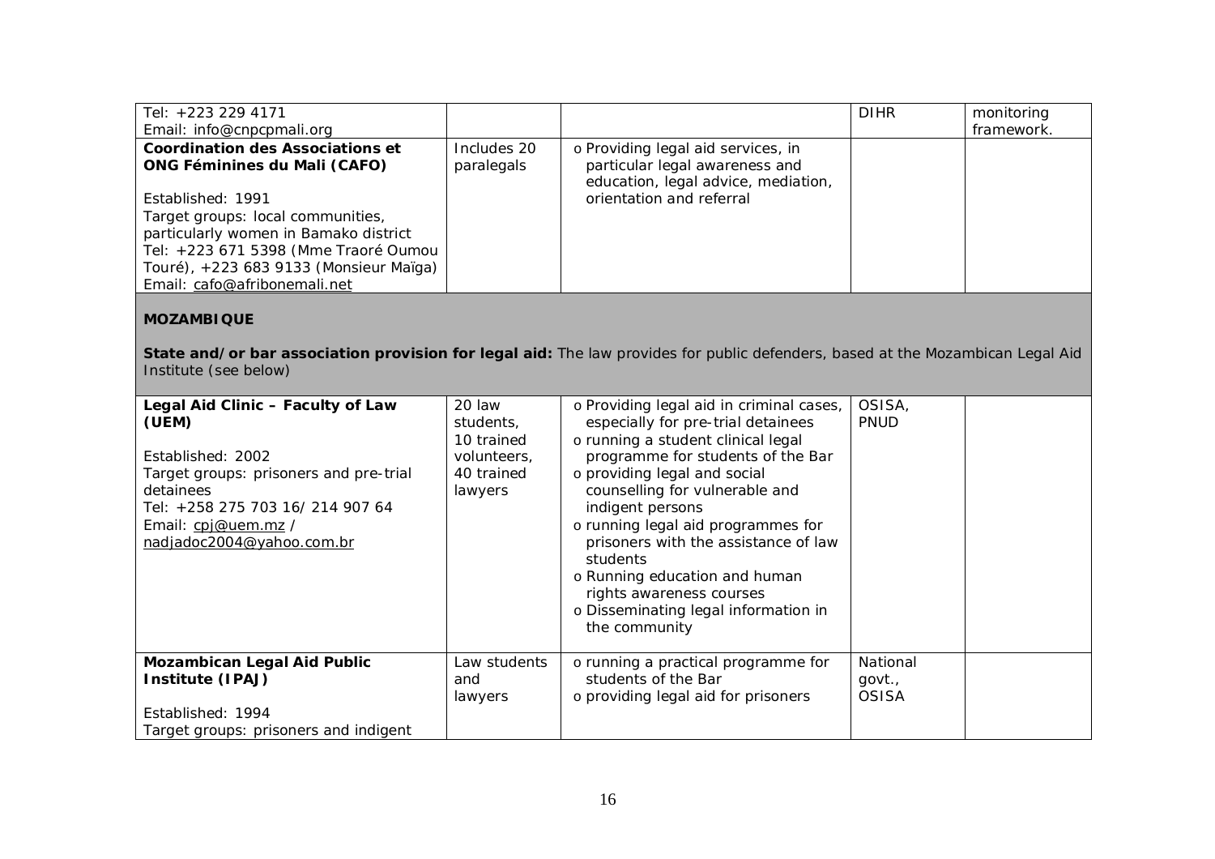| | | | | |
|---|---|---|---|---|
| Tel: +223 229 4171<br>Email: info@cnpcpmali.org | | | DIHR | monitoring framework. |
| **Coordination des Associations et ONG Féminines du Mali (CAFO)**<br><br>Established: 1991<br>Target groups: local communities, particularly women in Bamako district<br>Tel: +223 671 5398 (Mme Traoré Oumou Touré), +223 683 9133 (Monsieur Maïga)<br>Email: cafo@afribonemali.net | Includes 20 paralegals | o Providing legal aid services, in particular legal awareness and education, legal advice, mediation, orientation and referral | | |

**MOZAMBIQUE**

**State and/or bar association provision for legal aid:** The law provides for public defenders, based at the Mozambican Legal Aid Institute (see below)

| | | | | |
|---|---|---|---|---|
| **Legal Aid Clinic – Faculty of Law (UEM)**<br><br>Established: 2002<br>Target groups: prisoners and pre-trial detainees<br>Tel: +258 275 703 16/ 214 907 64<br>Email: cpj@uem.mz / nadjadoc2004@yahoo.com.br | 20 law students, 10 trained volunteers, 40 trained lawyers | o Providing legal aid in criminal cases, especially for pre-trial detainees<br>o running a student clinical legal programme for students of the Bar<br>o providing legal and social counselling for vulnerable and indigent persons<br>o running legal aid programmes for prisoners with the assistance of law students<br>o Running education and human rights awareness courses<br>o Disseminating legal information in the community | OSISA, PNUD | |
| **Mozambican Legal Aid Public Institute (IPAJ)**<br><br>Established: 1994<br>Target groups: prisoners and indigent | Law students and lawyers | o running a practical programme for students of the Bar<br>o providing legal aid for prisoners | National govt., OSISA | |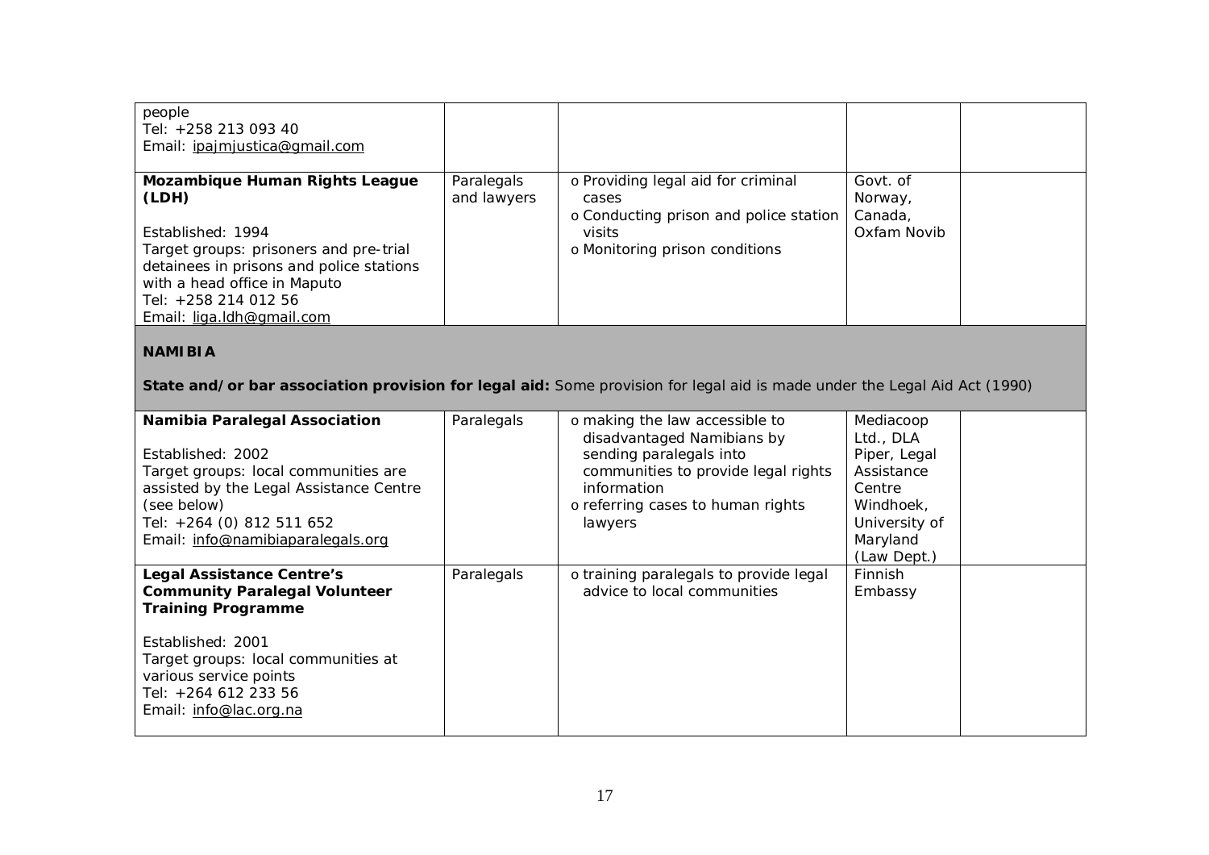| | | | | |
|---|---|---|---|---|
| people<br>Tel: +258 213 093 40<br>Email: ipajmjustica@gmail.com | | | | |
| **Mozambique Human Rights League (LDH)**<br><br>Established: 1994<br>Target groups: prisoners and pre-trial detainees in prisons and police stations with a head office in Maputo<br>Tel: +258 214 012 56<br>Email: liga.ldh@gmail.com | Paralegals and lawyers | o Providing legal aid for criminal cases<br>o Conducting prison and police station visits<br>o Monitoring prison conditions | Govt. of Norway, Canada, Oxfam Novib | |
| **NAMIBIA**<br><br>**State and/or bar association provision for legal aid:** Some provision for legal aid is made under the Legal Aid Act (1990) | | | | |
| **Namibia Paralegal Association**<br><br>Established: 2002<br>Target groups: local communities are assisted by the Legal Assistance Centre (see below)<br>Tel: +264 (0) 812 511 652<br>Email: info@namibiaparalegals.org | Paralegals | o making the law accessible to disadvantaged Namibians by sending paralegals into communities to provide legal rights information<br>o referring cases to human rights lawyers | Mediacoop Ltd., DLA Piper, Legal Assistance Centre Windhoek, University of Maryland (Law Dept.) | |
| **Legal Assistance Centre's Community Paralegal Volunteer Training Programme**<br><br>Established: 2001<br>Target groups: local communities at various service points<br>Tel: +264 612 233 56<br>Email: info@lac.org.na | Paralegals | o training paralegals to provide legal advice to local communities | Finnish Embassy | |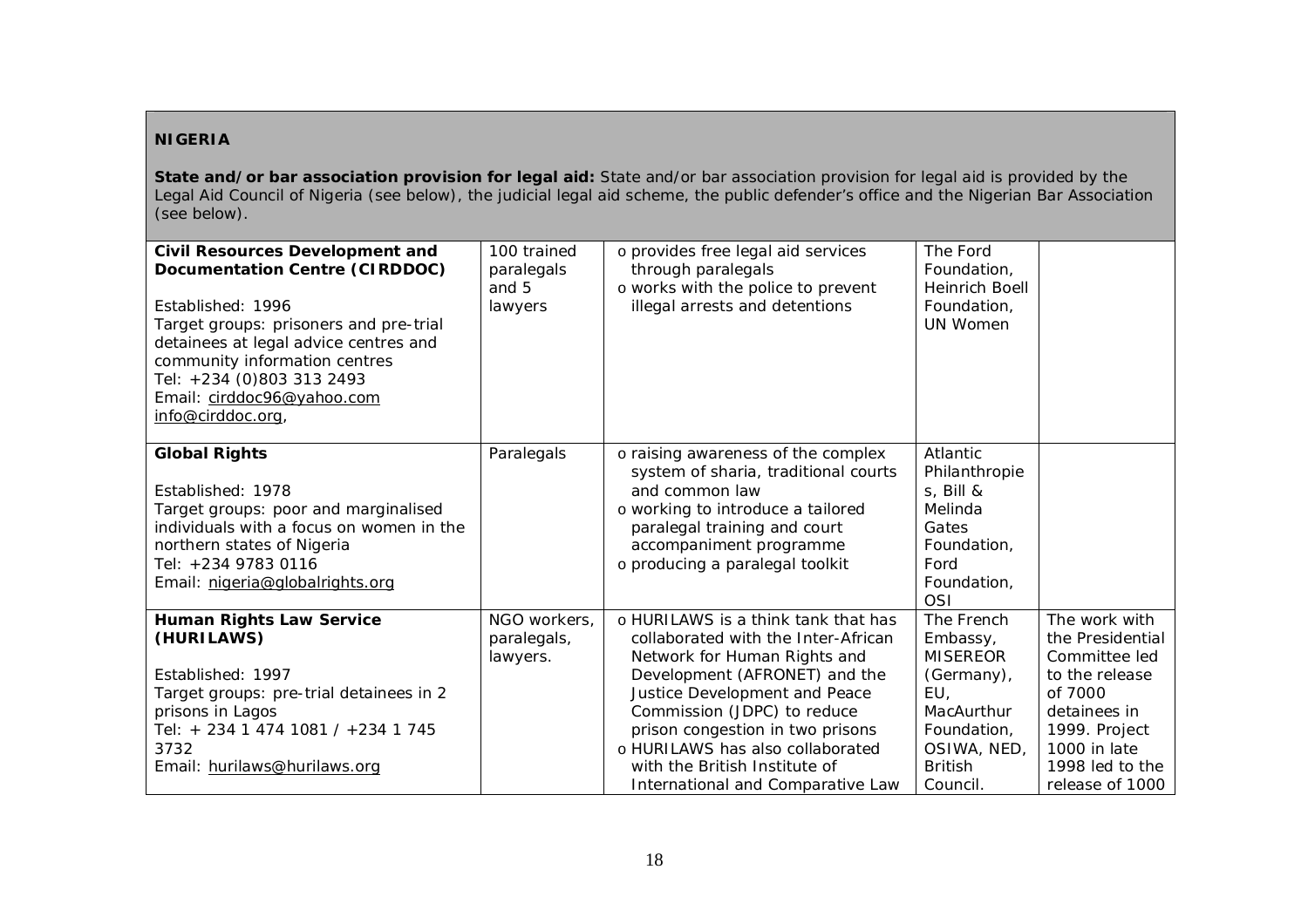**NIGERIA**

**State and/or bar association provision for legal aid:** State and/or bar association provision for legal aid is provided by the Legal Aid Council of Nigeria (see below), the judicial legal aid scheme, the public defender's office and the Nigerian Bar Association (see below).

| | | | | |
|---|---|---|---|---|
| **Civil Resources Development and Documentation Centre (CIRDDOC)**<br><br>Established: 1996<br>Target groups: prisoners and pre-trial detainees at legal advice centres and community information centres<br>Tel: +234 (0)803 313 2493<br>Email: cirddoc96@yahoo.com info@cirddoc.org, | 100 trained paralegals and 5 lawyers | o provides free legal aid services through paralegals<br>o works with the police to prevent illegal arrests and detentions | The Ford Foundation, Heinrich Boell Foundation, UN Women | |
| **Global Rights**<br><br>Established: 1978<br>Target groups: poor and marginalised individuals with a focus on women in the northern states of Nigeria<br>Tel: +234 9783 0116<br>Email: nigeria@globalrights.org | Paralegals | o raising awareness of the complex system of sharia, traditional courts and common law<br>o working to introduce a tailored paralegal training and court accompaniment programme<br>o producing a paralegal toolkit | Atlantic Philanthropies, Bill & Melinda Gates Foundation, Ford Foundation, OSI | |
| **Human Rights Law Service (HURILAWS)**<br><br>Established: 1997<br>Target groups: pre-trial detainees in 2 prisons in Lagos<br>Tel: + 234 1 474 1081 / +234 1 745 3732<br>Email: hurilaws@hurilaws.org | NGO workers, paralegals, lawyers. | o HURILAWS is a think tank that has collaborated with the Inter-African Network for Human Rights and Development (AFRONET) and the Justice Development and Peace Commission (JDPC) to reduce prison congestion in two prisons<br>o HURILAWS has also collaborated with the British Institute of International and Comparative Law | The French Embassy, MISEREOR (Germany), EU, MacAurthur Foundation, OSIWA, NED, British Council. | The work with the Presidential Committee led to the release of 7000 detainees in 1999. Project 1000 in late 1998 led to the release of 1000 |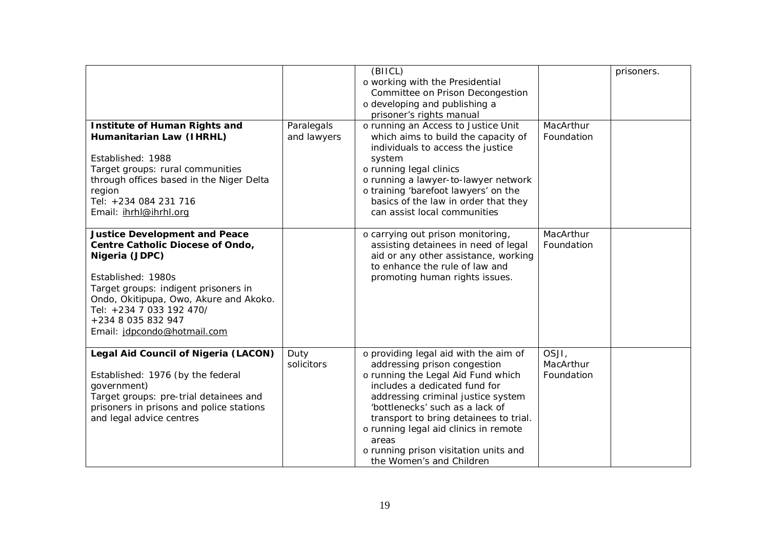| | | | | |
|---|---|---|---|---|
| | | (BIICL)<br>o working with the Presidential Committee on Prison Decongestion<br>o developing and publishing a prisoner's rights manual | | prisoners. |
| **Institute of Human Rights and Humanitarian Law (IHRHL)**<br><br>Established: 1988<br>Target groups: rural communities through offices based in the Niger Delta region<br>Tel: +234 084 231 716<br>Email: ihrhl@ihrhl.org | Paralegals and lawyers | o running an Access to Justice Unit which aims to build the capacity of individuals to access the justice system<br>o running legal clinics<br>o running a lawyer-to-lawyer network<br>o training 'barefoot lawyers' on the basics of the law in order that they can assist local communities | MacArthur Foundation | |
| **Justice Development and Peace Centre Catholic Diocese of Ondo, Nigeria (JDPC)**<br><br>Established: 1980s<br>Target groups: indigent prisoners in Ondo, Okitipupa, Owo, Akure and Akoko.<br>Tel: +234 7 033 192 470/ +234 8 035 832 947<br>Email: jdpcondo@hotmail.com | | o carrying out prison monitoring, assisting detainees in need of legal aid or any other assistance, working to enhance the rule of law and promoting human rights issues. | MacArthur Foundation | |
| **Legal Aid Council of Nigeria (LACON)**<br><br>Established: 1976 (by the federal government)<br>Target groups: pre-trial detainees and prisoners in prisons and police stations and legal advice centres | Duty solicitors | o providing legal aid with the aim of addressing prison congestion<br>o running the Legal Aid Fund which includes a dedicated fund for addressing criminal justice system 'bottlenecks' such as a lack of transport to bring detainees to trial.<br>o running legal aid clinics in remote areas<br>o running prison visitation units and the Women's and Children | OSJI, MacArthur Foundation | |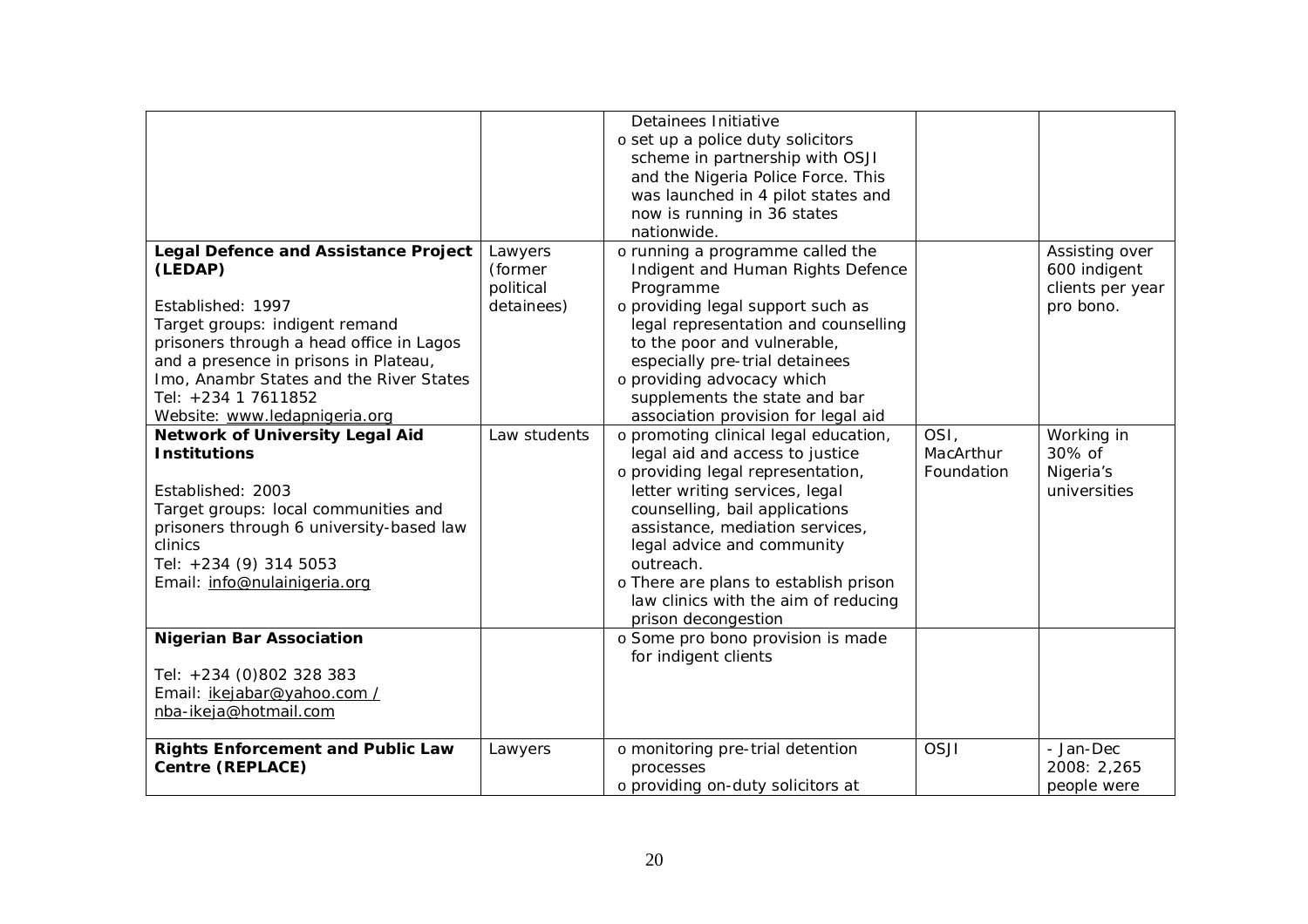| | | | | |
|---|---|---|---|---|
| | | Detainees Initiative<br>o set up a police duty solicitors scheme in partnership with OSJI and the Nigeria Police Force. This was launched in 4 pilot states and now is running in 36 states nationwide. | | |
| **Legal Defence and Assistance Project (LEDAP)**<br><br>Established: 1997<br>Target groups: indigent remand prisoners through a head office in Lagos and a presence in prisons in Plateau, Imo, Anambr States and the River States<br>Tel: +234 1 7611852<br>Website: www.ledapnigeria.org | Lawyers (former political detainees) | o running a programme called the Indigent and Human Rights Defence Programme<br>o providing legal support such as legal representation and counselling to the poor and vulnerable, especially pre-trial detainees<br>o providing advocacy which supplements the state and bar association provision for legal aid | | Assisting over 600 indigent clients per year pro bono. |
| **Network of University Legal Aid Institutions**<br><br>Established: 2003<br>Target groups: local communities and prisoners through 6 university-based law clinics<br>Tel: +234 (9) 314 5053<br>Email: info@nulainigeria.org | Law students | o promoting clinical legal education, legal aid and access to justice<br>o providing legal representation, letter writing services, legal counselling, bail applications assistance, mediation services, legal advice and community outreach.<br>o There are plans to establish prison law clinics with the aim of reducing prison decongestion | OSI, MacArthur Foundation | Working in 30% of Nigeria's universities |
| **Nigerian Bar Association**<br><br>Tel: +234 (0)802 328 383<br>Email: ikejabar@yahoo.com / nba-ikeja@hotmail.com | | o Some pro bono provision is made for indigent clients | | |
| **Rights Enforcement and Public Law Centre (REPLACE)** | Lawyers | o monitoring pre-trial detention processes<br>o providing on-duty solicitors at | OSJI | - Jan-Dec 2008: 2,265 people were |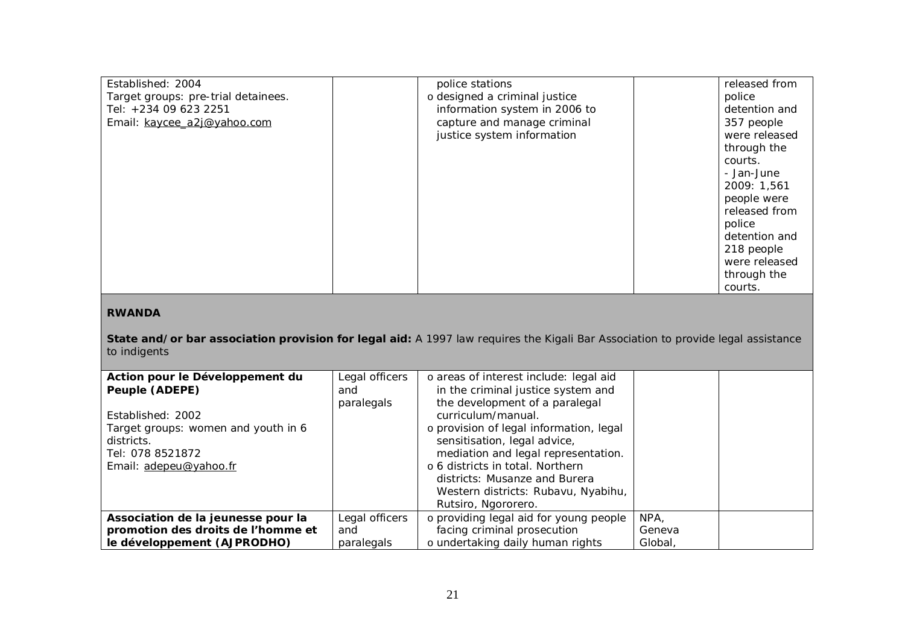| | | | | |
|---|---|---|---|---|
| Established: 2004<br>Target groups: pre-trial detainees.<br>Tel: +234 09 623 2251<br>Email: kaycee_a2j@yahoo.com | | police stations<br>o designed a criminal justice information system in 2006 to capture and manage criminal justice system information | | released from police detention and 357 people were released through the courts.<br>- Jan-June 2009: 1,561 people were released from police detention and 218 people were released through the courts. |

**RWANDA**

**State and/or bar association provision for legal aid:** A 1997 law requires the Kigali Bar Association to provide legal assistance to indigents

| | | | | |
|---|---|---|---|---|
| **Action pour le Développement du Peuple (ADEPE)**<br><br>Established: 2002<br>Target groups: women and youth in 6 districts.<br>Tel: 078 8521872<br>Email: adepeu@yahoo.fr | Legal officers and paralegals | o areas of interest include: legal aid in the criminal justice system and the development of a paralegal curriculum/manual.<br>o provision of legal information, legal sensitisation, legal advice, mediation and legal representation.<br>o 6 districts in total. Northern districts: Musanze and Burera Western districts: Rubavu, Nyabihu, Rutsiro, Ngororero. | | |
| **Association de la jeunesse pour la promotion des droits de l'homme et le développement (AJPRODHO)** | Legal officers and paralegals | o providing legal aid for young people facing criminal prosecution<br>o undertaking daily human rights | NPA, Geneva Global, | |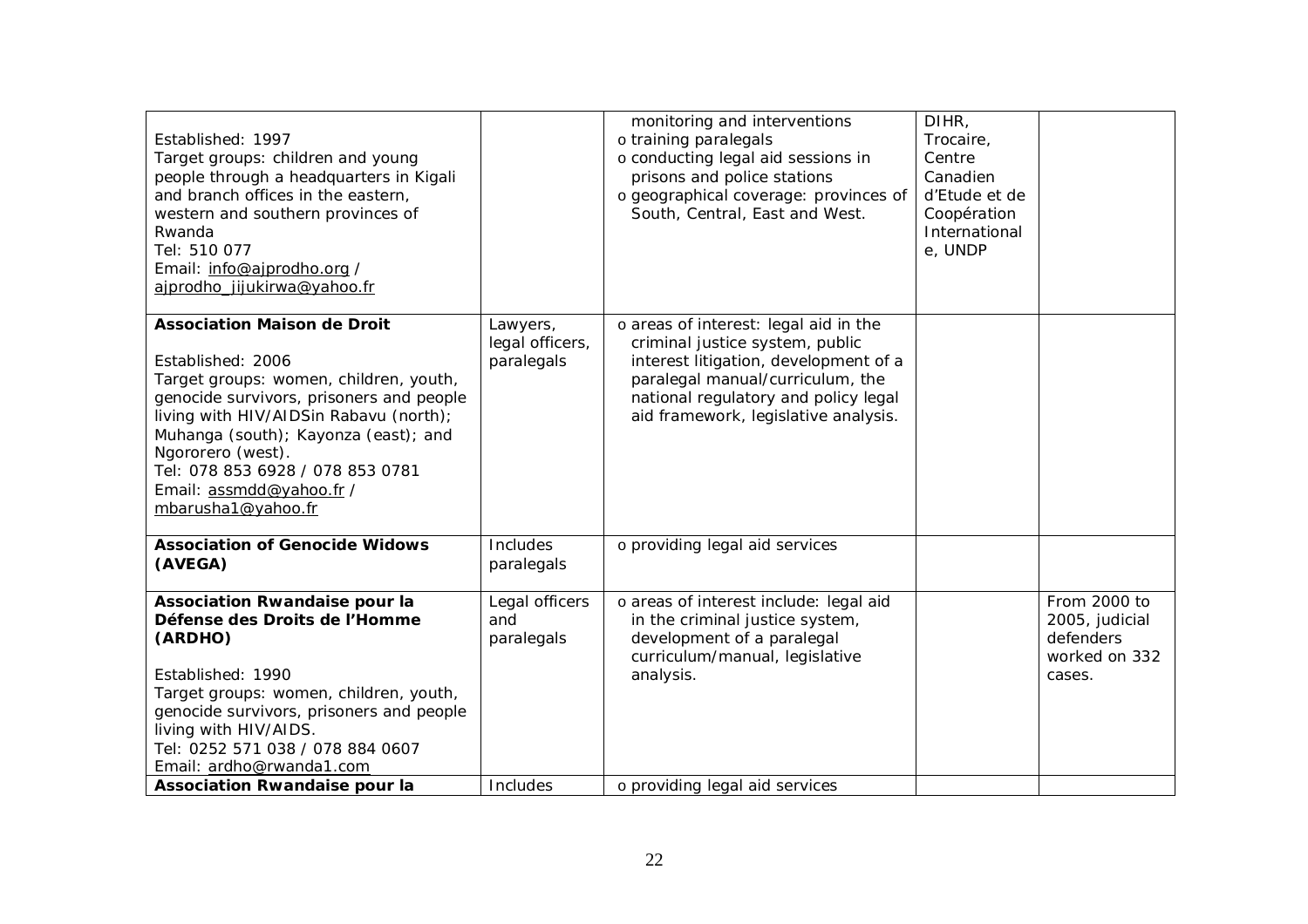| | | | | |
|---|---|---|---|---|
| Established: 1997<br>Target groups: children and young people through a headquarters in Kigali and branch offices in the eastern, western and southern provinces of Rwanda<br>Tel: 510 077<br>Email: info@ajprodho.org / ajprodho_jijukirwa@yahoo.fr | | monitoring and interventions<br>o training paralegals<br>o conducting legal aid sessions in prisons and police stations<br>o geographical coverage: provinces of South, Central, East and West. | DIHR, Trocaire, Centre Canadien d'Etude et de Coopération International e, UNDP | |
| **Association Maison de Droit**<br><br>Established: 2006<br>Target groups: women, children, youth, genocide survivors, prisoners and people living with HIV/AIDSin Rabavu (north); Muhanga (south); Kayonza (east); and Ngororero (west).<br>Tel: 078 853 6928 / 078 853 0781<br>Email: assmdd@yahoo.fr / mbarusha1@yahoo.fr | Lawyers, legal officers, paralegals | o areas of interest: legal aid in the criminal justice system, public interest litigation, development of a paralegal manual/curriculum, the national regulatory and policy legal aid framework, legislative analysis. | | |
| **Association of Genocide Widows (AVEGA)** | Includes paralegals | o providing legal aid services | | |
| **Association Rwandaise pour la Défense des Droits de l'Homme (ARDHO)**<br><br>Established: 1990<br>Target groups: women, children, youth, genocide survivors, prisoners and people living with HIV/AIDS.<br>Tel: 0252 571 038 / 078 884 0607<br>Email: ardho@rwanda1.com | Legal officers and paralegals | o areas of interest include: legal aid in the criminal justice system, development of a paralegal curriculum/manual, legislative analysis. | | From 2000 to 2005, judicial defenders worked on 332 cases. |
| **Association Rwandaise pour la** | Includes | o providing legal aid services | | |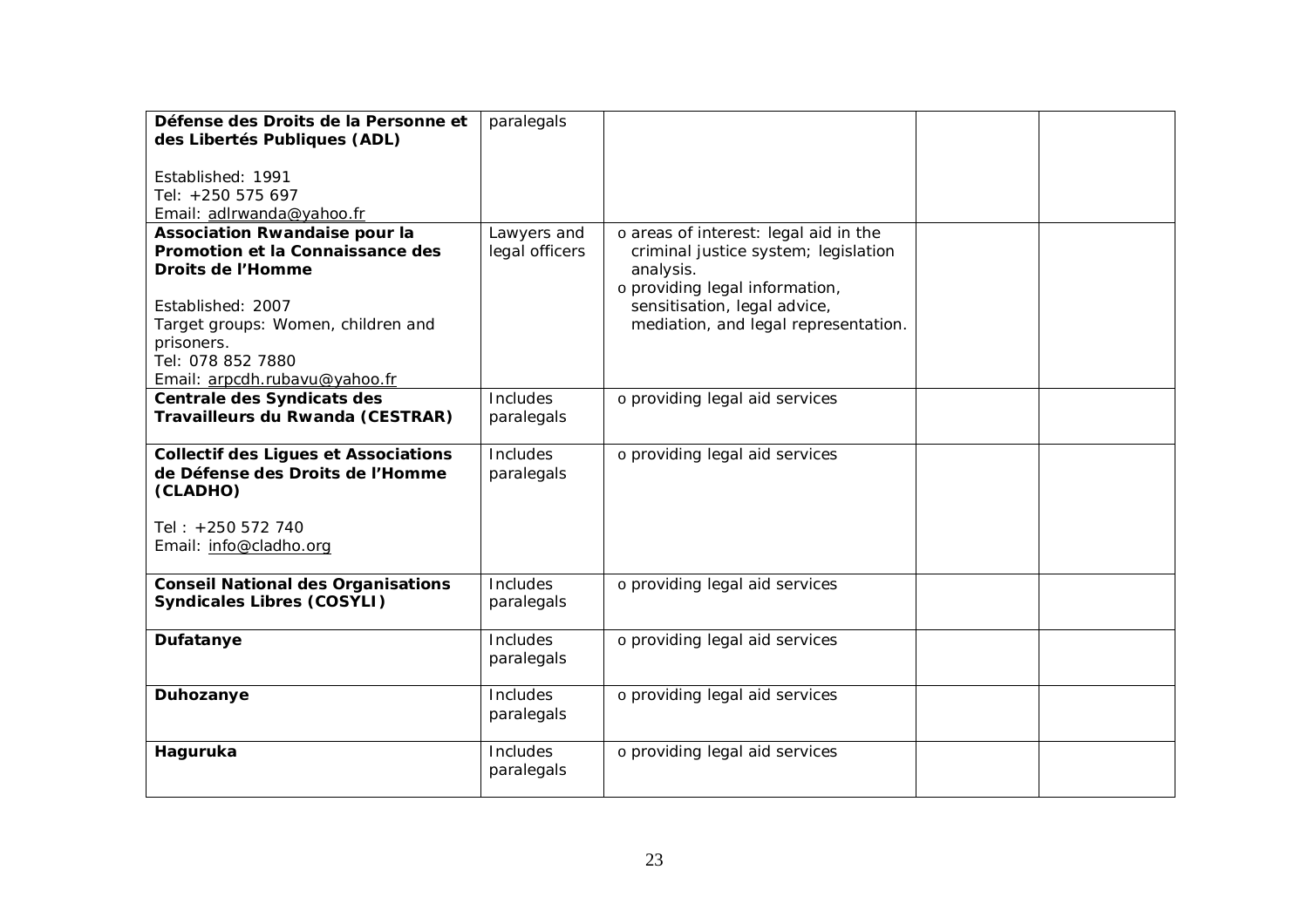| | | | | |
|---|---|---|---|---|
| **Défense des Droits de la Personne et des Libertés Publiques (ADL)**<br><br>Established: 1991<br>Tel: +250 575 697<br>Email: adlrwanda@yahoo.fr | paralegals | | | |
| **Association Rwandaise pour la Promotion et la Connaissance des Droits de l'Homme**<br><br>Established: 2007<br>Target groups: Women, children and prisoners.<br>Tel: 078 852 7880<br>Email: arpcdh.rubavu@yahoo.fr | Lawyers and legal officers | o areas of interest: legal aid in the criminal justice system; legislation analysis.<br>o providing legal information, sensitisation, legal advice, mediation, and legal representation. | | |
| **Centrale des Syndicats des Travailleurs du Rwanda (CESTRAR)** | Includes paralegals | o providing legal aid services | | |
| **Collectif des Ligues et Associations de Défense des Droits de l'Homme (CLADHO)**<br><br>Tel : +250 572 740<br>Email: info@cladho.org | Includes paralegals | o providing legal aid services | | |
| **Conseil National des Organisations Syndicales Libres (COSYLI)** | Includes paralegals | o providing legal aid services | | |
| **Dufatanye** | Includes paralegals | o providing legal aid services | | |
| **Duhozanye** | Includes paralegals | o providing legal aid services | | |
| **Haguruka** | Includes paralegals | o providing legal aid services | | |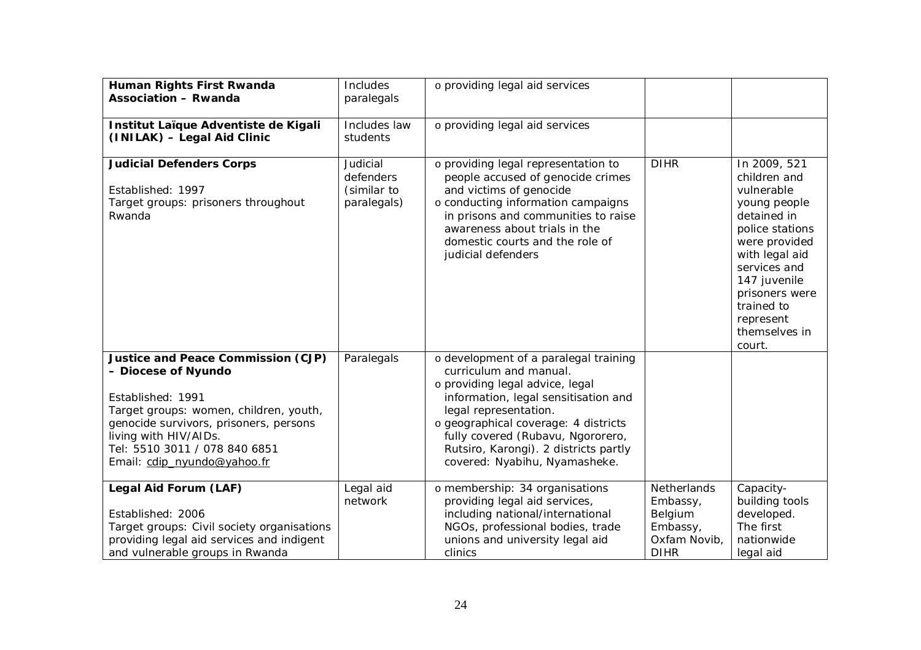| | | | | |
|---|---|---|---|---|
| **Human Rights First Rwanda Association – Rwanda** | Includes paralegals | o providing legal aid services | | |
| **Institut Laïque Adventiste de Kigali (INILAK) – Legal Aid Clinic** | Includes law students | o providing legal aid services | | |
| **Judicial Defenders Corps**<br><br>Established: 1997<br>Target groups: prisoners throughout Rwanda | Judicial defenders (similar to paralegals) | o providing legal representation to people accused of genocide crimes and victims of genocide<br>o conducting information campaigns in prisons and communities to raise awareness about trials in the domestic courts and the role of judicial defenders | DIHR | In 2009, 521 children and vulnerable young people detained in police stations were provided with legal aid services and 147 juvenile prisoners were trained to represent themselves in court. |
| **Justice and Peace Commission (CJP) – Diocese of Nyundo**<br><br>Established: 1991<br>Target groups: women, children, youth, genocide survivors, prisoners, persons living with HIV/AIDs.<br>Tel: 5510 3011 / 078 840 6851<br>Email: cdip_nyundo@yahoo.fr | Paralegals | o development of a paralegal training curriculum and manual.<br>o providing legal advice, legal information, legal sensitisation and legal representation.<br>o geographical coverage: 4 districts fully covered (Rubavu, Ngororero, Rutsiro, Karongi). 2 districts partly covered: Nyabihu, Nyamasheke. | | |
| **Legal Aid Forum (LAF)**<br><br>Established: 2006<br>Target groups: Civil society organisations providing legal aid services and indigent and vulnerable groups in Rwanda | Legal aid network | o membership: 34 organisations providing legal aid services, including national/international NGOs, professional bodies, trade unions and university legal aid clinics | Netherlands Embassy, Belgium Embassy, Oxfam Novib, DIHR | Capacity-building tools developed. The first nationwide legal aid |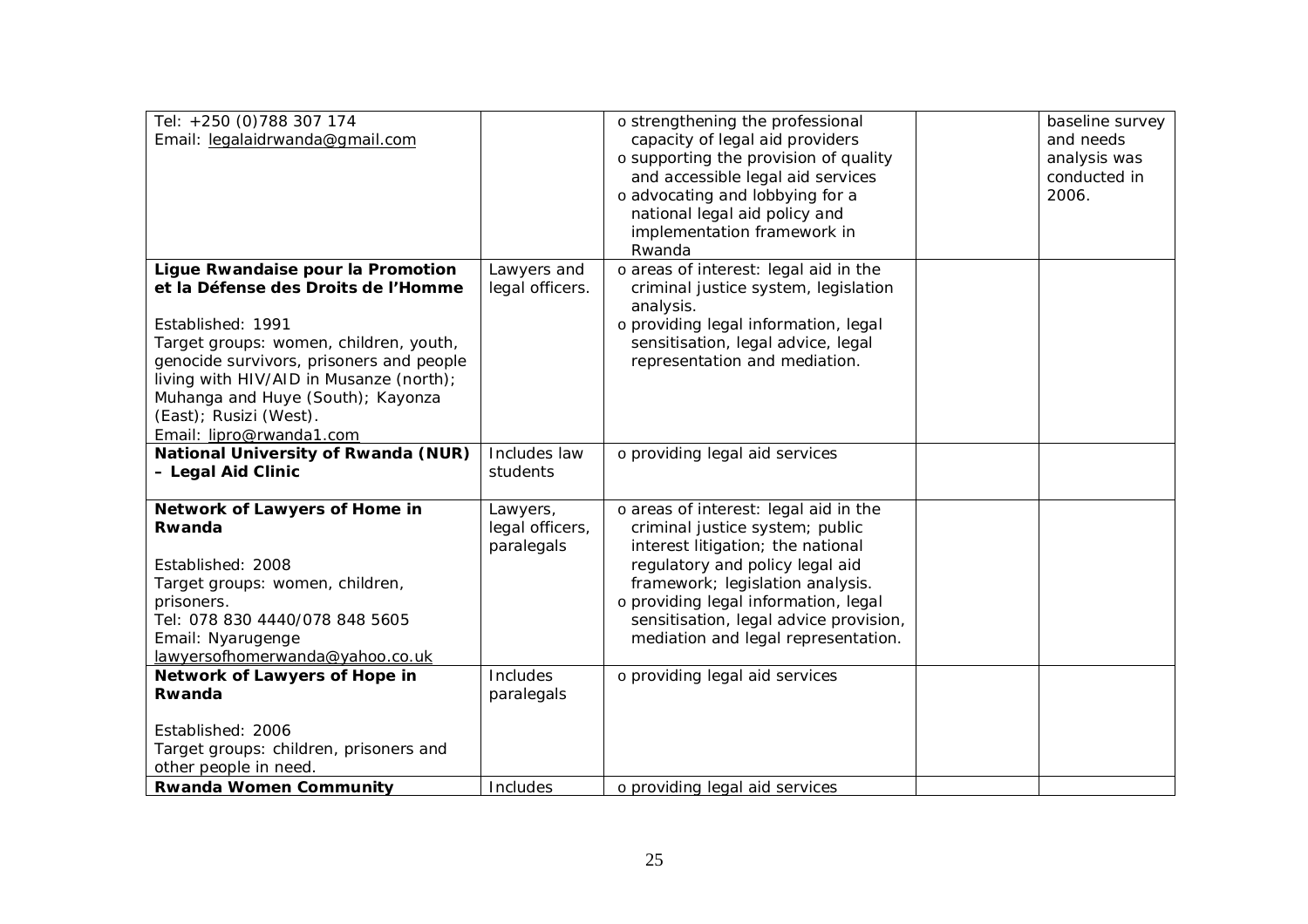| | | | | |
|---|---|---|---|---|
| Tel: +250 (0)788 307 174<br>Email: legalaidrwanda@gmail.com | | o strengthening the professional capacity of legal aid providers<br>o supporting the provision of quality and accessible legal aid services<br>o advocating and lobbying for a national legal aid policy and implementation framework in Rwanda | | baseline survey and needs analysis was conducted in 2006. |
| **Ligue Rwandaise pour la Promotion et la Défense des Droits de l'Homme**<br><br>Established: 1991<br>Target groups: women, children, youth, genocide survivors, prisoners and people living with HIV/AID in Musanze (north); Muhanga and Huye (South); Kayonza (East); Rusizi (West).<br>Email: lipro@rwanda1.com | Lawyers and legal officers. | o areas of interest: legal aid in the criminal justice system, legislation analysis.<br>o providing legal information, legal sensitisation, legal advice, legal representation and mediation. | | |
| **National University of Rwanda (NUR) – Legal Aid Clinic** | Includes law students | o providing legal aid services | | |
| **Network of Lawyers of Home in Rwanda**<br><br>Established: 2008<br>Target groups: women, children, prisoners.<br>Tel: 078 830 4440/078 848 5605<br>Email: Nyarugenge lawyersofhomerwanda@yahoo.co.uk | Lawyers, legal officers, paralegals | o areas of interest: legal aid in the criminal justice system; public interest litigation; the national regulatory and policy legal aid framework; legislation analysis.<br>o providing legal information, legal sensitisation, legal advice provision, mediation and legal representation. | | |
| **Network of Lawyers of Hope in Rwanda**<br><br>Established: 2006<br>Target groups: children, prisoners and other people in need. | Includes paralegals | o providing legal aid services | | |
| **Rwanda Women Community** | Includes | o providing legal aid services | | |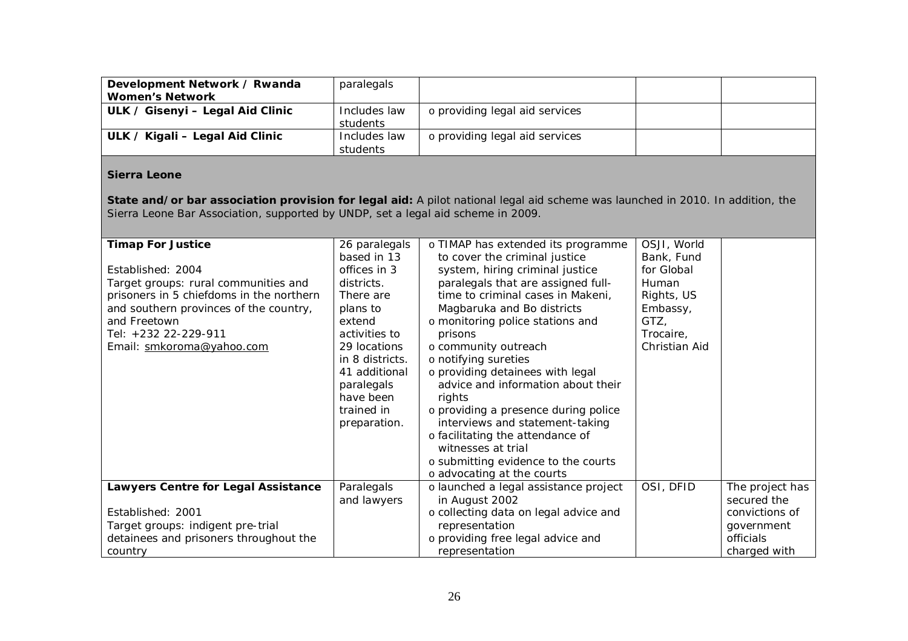| | | | | |
|---|---|---|---|---|
| **Development Network / Rwanda Women's Network** | paralegals | | | |
| **ULK / Gisenyi – Legal Aid Clinic** | Includes law students | o providing legal aid services | | |
| **ULK / Kigali – Legal Aid Clinic** | Includes law students | o providing legal aid services | | |

**Sierra Leone**

**State and/or bar association provision for legal aid:** A pilot national legal aid scheme was launched in 2010. In addition, the Sierra Leone Bar Association, supported by UNDP, set a legal aid scheme in 2009.

| | | | | |
|---|---|---|---|---|
| **Timap For Justice**<br><br>Established: 2004<br>Target groups: rural communities and prisoners in 5 chiefdoms in the northern and southern provinces of the country, and Freetown<br>Tel: +232 22-229-911<br>Email: smkoroma@yahoo.com | 26 paralegals based in 13 offices in 3 districts. There are plans to extend activities to 29 locations in 8 districts. 41 additional paralegals have been trained in preparation. | o TIMAP has extended its programme to cover the criminal justice system, hiring criminal justice paralegals that are assigned full-time to criminal cases in Makeni, Magbaruka and Bo districts<br>o monitoring police stations and prisons<br>o community outreach<br>o notifying sureties<br>o providing detainees with legal advice and information about their rights<br>o providing a presence during police interviews and statement-taking<br>o facilitating the attendance of witnesses at trial<br>o submitting evidence to the courts<br>o advocating at the courts | OSJI, World Bank, Fund for Global Human Rights, US Embassy, GTZ, Trocaire, Christian Aid | |
| **Lawyers Centre for Legal Assistance**<br><br>Established: 2001<br>Target groups: indigent pre-trial detainees and prisoners throughout the country | Paralegals and lawyers | o launched a legal assistance project in August 2002<br>o collecting data on legal advice and representation<br>o providing free legal advice and representation | OSI, DFID | The project has secured the convictions of government officials charged with |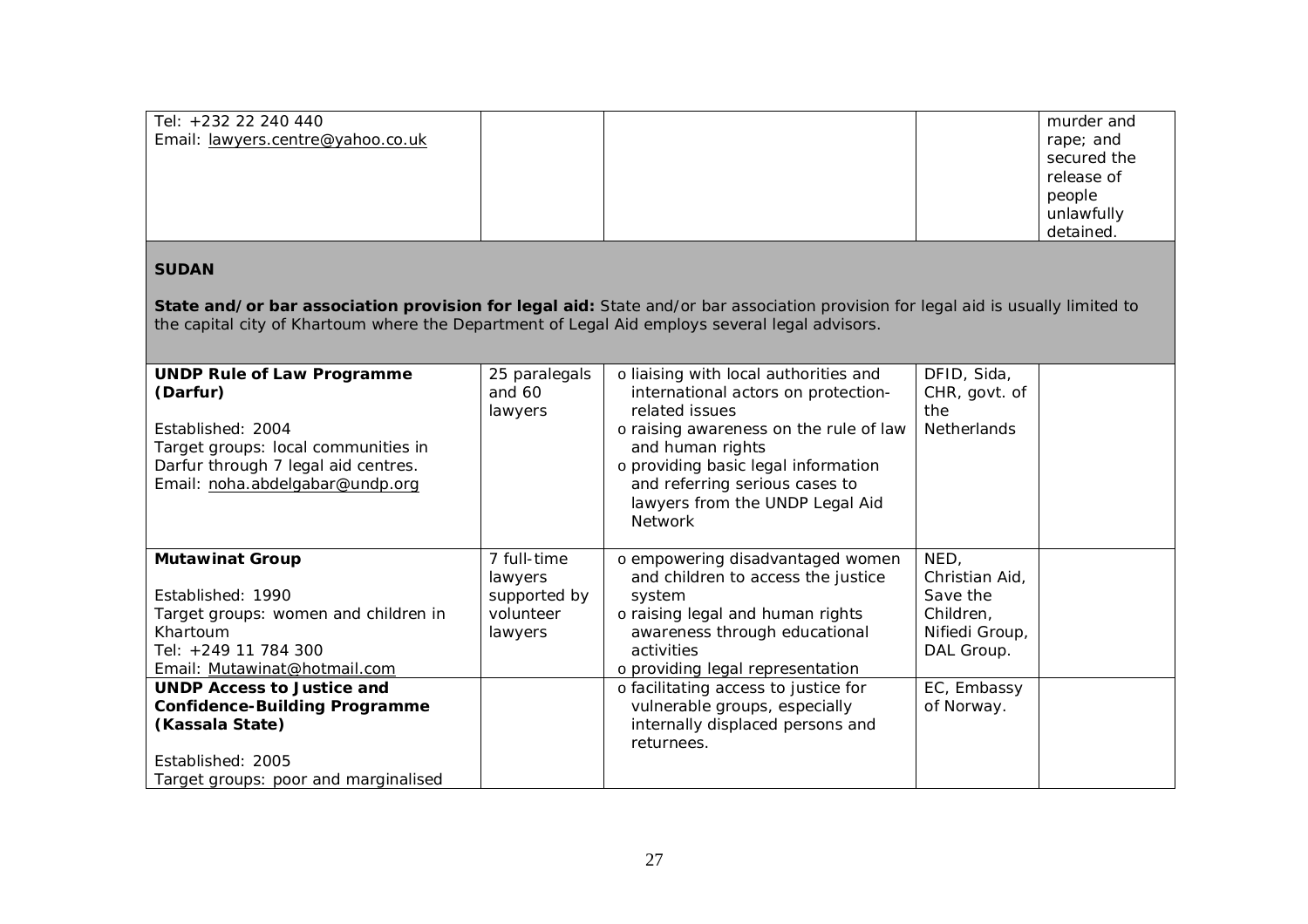| | | | | |
|---|---|---|---|---|
| Tel: +232 22 240 440<br>Email: lawyers.centre@yahoo.co.uk | | | | murder and rape; and secured the release of people unlawfully detained. |

**SUDAN**

**State and/or bar association provision for legal aid:** State and/or bar association provision for legal aid is usually limited to the capital city of Khartoum where the Department of Legal Aid employs several legal advisors.

| | | | | |
|---|---|---|---|---|
| **UNDP Rule of Law Programme (Darfur)**<br><br>Established: 2004<br>Target groups: local communities in Darfur through 7 legal aid centres.<br>Email: noha.abdelgabar@undp.org | 25 paralegals and 60 lawyers | o liaising with local authorities and international actors on protection-related issues<br>o raising awareness on the rule of law and human rights<br>o providing basic legal information and referring serious cases to lawyers from the UNDP Legal Aid Network | DFID, Sida, CHR, govt. of the Netherlands | |
| **Mutawinat Group**<br><br>Established: 1990<br>Target groups: women and children in Khartoum<br>Tel: +249 11 784 300<br>Email: Mutawinat@hotmail.com | 7 full-time lawyers supported by volunteer lawyers | o empowering disadvantaged women and children to access the justice system<br>o raising legal and human rights awareness through educational activities<br>o providing legal representation | NED, Christian Aid, Save the Children, Nifiedi Group, DAL Group. | |
| **UNDP Access to Justice and Confidence-Building Programme (Kassala State)**<br><br>Established: 2005<br>Target groups: poor and marginalised | | o facilitating access to justice for vulnerable groups, especially internally displaced persons and returnees. | EC, Embassy of Norway. | |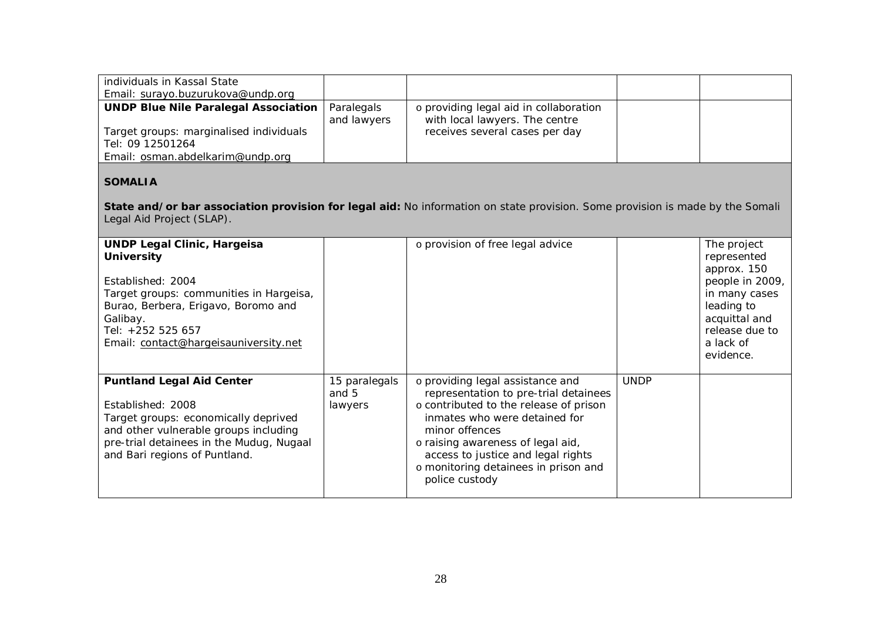| | | | | |
|---|---|---|---|---|
| individuals in Kassal State<br>Email: surayo.buzurukova@undp.org | | | | |
| **UNDP Blue Nile Paralegal Association**<br><br>Target groups: marginalised individuals<br>Tel: 09 12501264<br>Email: osman.abdelkarim@undp.org | Paralegals and lawyers | o providing legal aid in collaboration with local lawyers. The centre receives several cases per day | | |

**SOMALIA**

**State and/or bar association provision for legal aid:** No information on state provision. Some provision is made by the Somali Legal Aid Project (SLAP).

| | | | | |
|---|---|---|---|---|
| **UNDP Legal Clinic, Hargeisa University**<br><br>Established: 2004<br>Target groups: communities in Hargeisa, Burao, Berbera, Erigavo, Boromo and Galibay.<br>Tel: +252 525 657<br>Email: contact@hargeisauniversity.net | | o provision of free legal advice | | The project represented approx. 150 people in 2009, in many cases leading to acquittal and release due to a lack of evidence. |
| **Puntland Legal Aid Center**<br><br>Established: 2008<br>Target groups: economically deprived and other vulnerable groups including pre-trial detainees in the Mudug, Nugaal and Bari regions of Puntland. | 15 paralegals and 5 lawyers | o providing legal assistance and representation to pre-trial detainees<br>o contributed to the release of prison inmates who were detained for minor offences<br>o raising awareness of legal aid, access to justice and legal rights<br>o monitoring detainees in prison and police custody | UNDP | |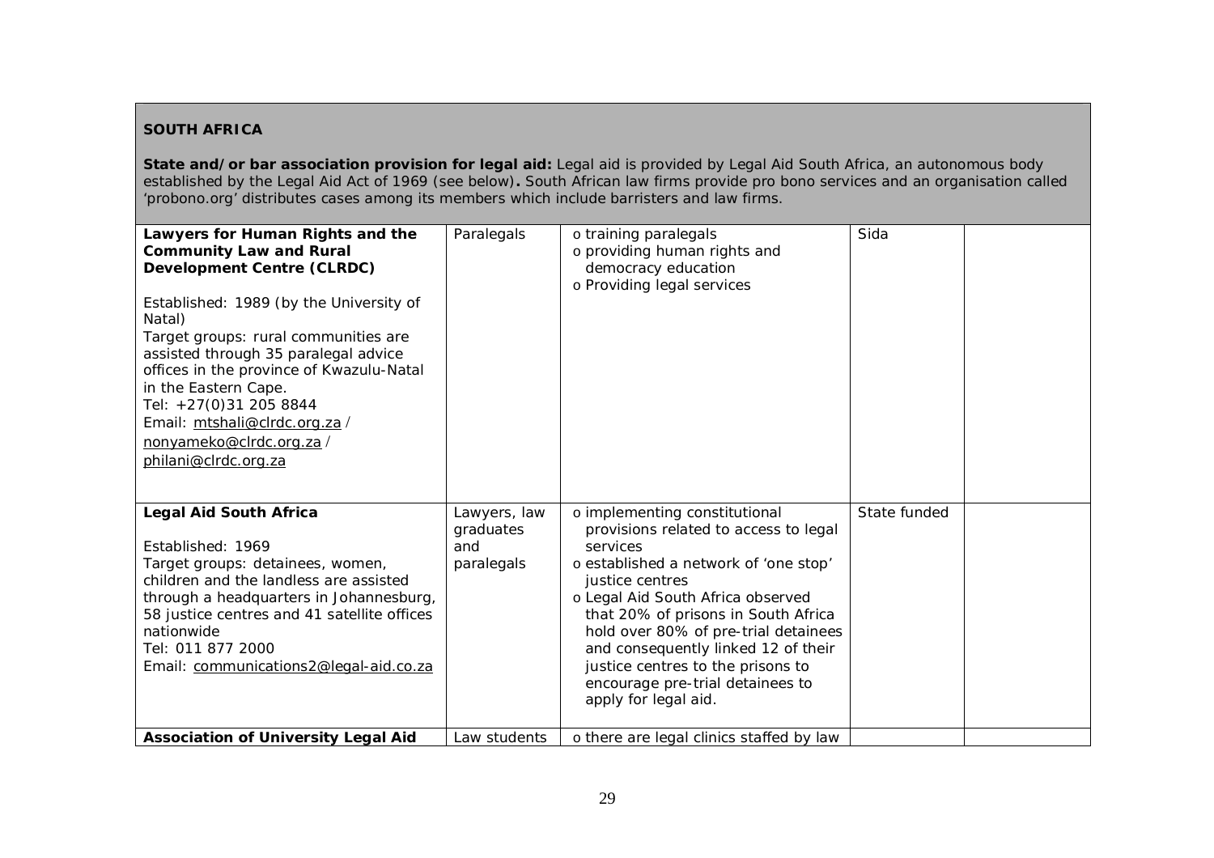**SOUTH AFRICA**

**State and/or bar association provision for legal aid:** Legal aid is provided by Legal Aid South Africa, an autonomous body established by the Legal Aid Act of 1969 (see below)**.** South African law firms provide pro bono services and an organisation called 'probono.org' distributes cases among its members which include barristers and law firms.

| | | | | |
|---|---|---|---|---|
| **Lawyers for Human Rights and the Community Law and Rural Development Centre (CLRDC)**<br><br>Established: 1989 (by the University of Natal)<br>Target groups: rural communities are assisted through 35 paralegal advice offices in the province of Kwazulu-Natal in the Eastern Cape.<br>Tel: +27(0)31 205 8844<br>Email: mtshali@clrdc.org.za / nonyameko@clrdc.org.za / philani@clrdc.org.za | Paralegals | o training paralegals<br>o providing human rights and democracy education<br>o Providing legal services | Sida | |
| **Legal Aid South Africa**<br><br>Established: 1969<br>Target groups: detainees, women, children and the landless are assisted through a headquarters in Johannesburg, 58 justice centres and 41 satellite offices nationwide<br>Tel: 011 877 2000<br>Email: communications2@legal-aid.co.za | Lawyers, law graduates and paralegals | o implementing constitutional provisions related to access to legal services<br>o established a network of 'one stop' justice centres<br>o Legal Aid South Africa observed that 20% of prisons in South Africa hold over 80% of pre-trial detainees and consequently linked 12 of their justice centres to the prisons to encourage pre-trial detainees to apply for legal aid. | State funded | |
| **Association of University Legal Aid** | Law students | o there are legal clinics staffed by law | | |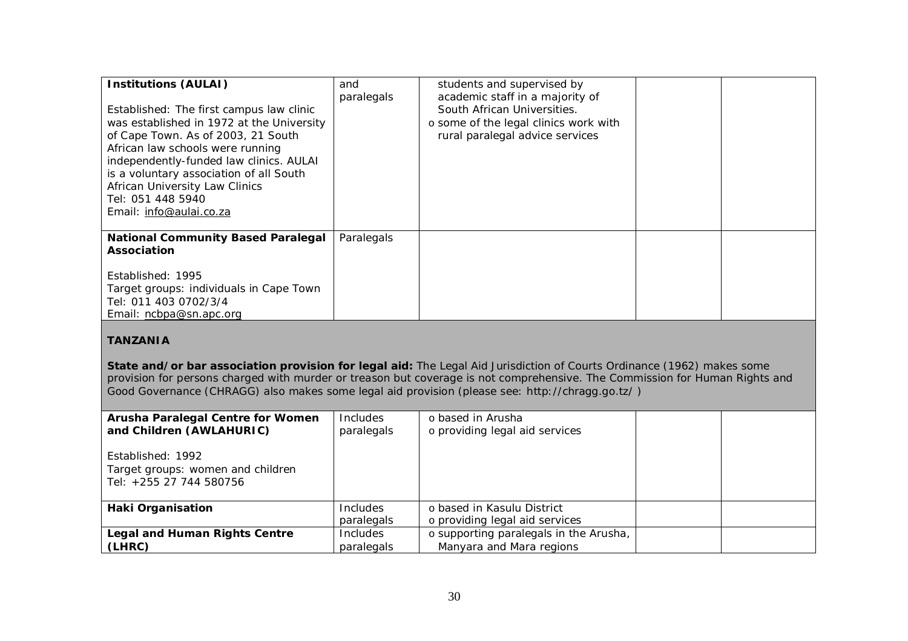| | | | | |
|---|---|---|---|---|
| **Institutions (AULAI)**<br><br>Established: The first campus law clinic was established in 1972 at the University of Cape Town. As of 2003, 21 South African law schools were running independently-funded law clinics. AULAI is a voluntary association of all South African University Law Clinics<br>Tel: 051 448 5940<br>Email: info@aulai.co.za | and paralegals | students and supervised by academic staff in a majority of South African Universities.<br>o some of the legal clinics work with rural paralegal advice services | | |
| **National Community Based Paralegal Association**<br><br>Established: 1995<br>Target groups: individuals in Cape Town<br>Tel: 011 403 0702/3/4<br>Email: ncbpa@sn.apc.org | Paralegals | | | |

**TANZANIA**

**State and/or bar association provision for legal aid:** The Legal Aid Jurisdiction of Courts Ordinance (1962) makes some provision for persons charged with murder or treason but coverage is not comprehensive. The Commission for Human Rights and Good Governance (CHRAGG) also makes some legal aid provision (please see: http://chragg.go.tz/ )

| | | | | |
|---|---|---|---|---|
| **Arusha Paralegal Centre for Women and Children (AWLAHURIC)**<br><br>Established: 1992<br>Target groups: women and children<br>Tel: +255 27 744 580756 | Includes paralegals | o based in Arusha<br>o providing legal aid services | | |
| **Haki Organisation** | Includes paralegals | o based in Kasulu District<br>o providing legal aid services | | |
| **Legal and Human Rights Centre (LHRC)** | Includes paralegals | o supporting paralegals in the Arusha, Manyara and Mara regions | | |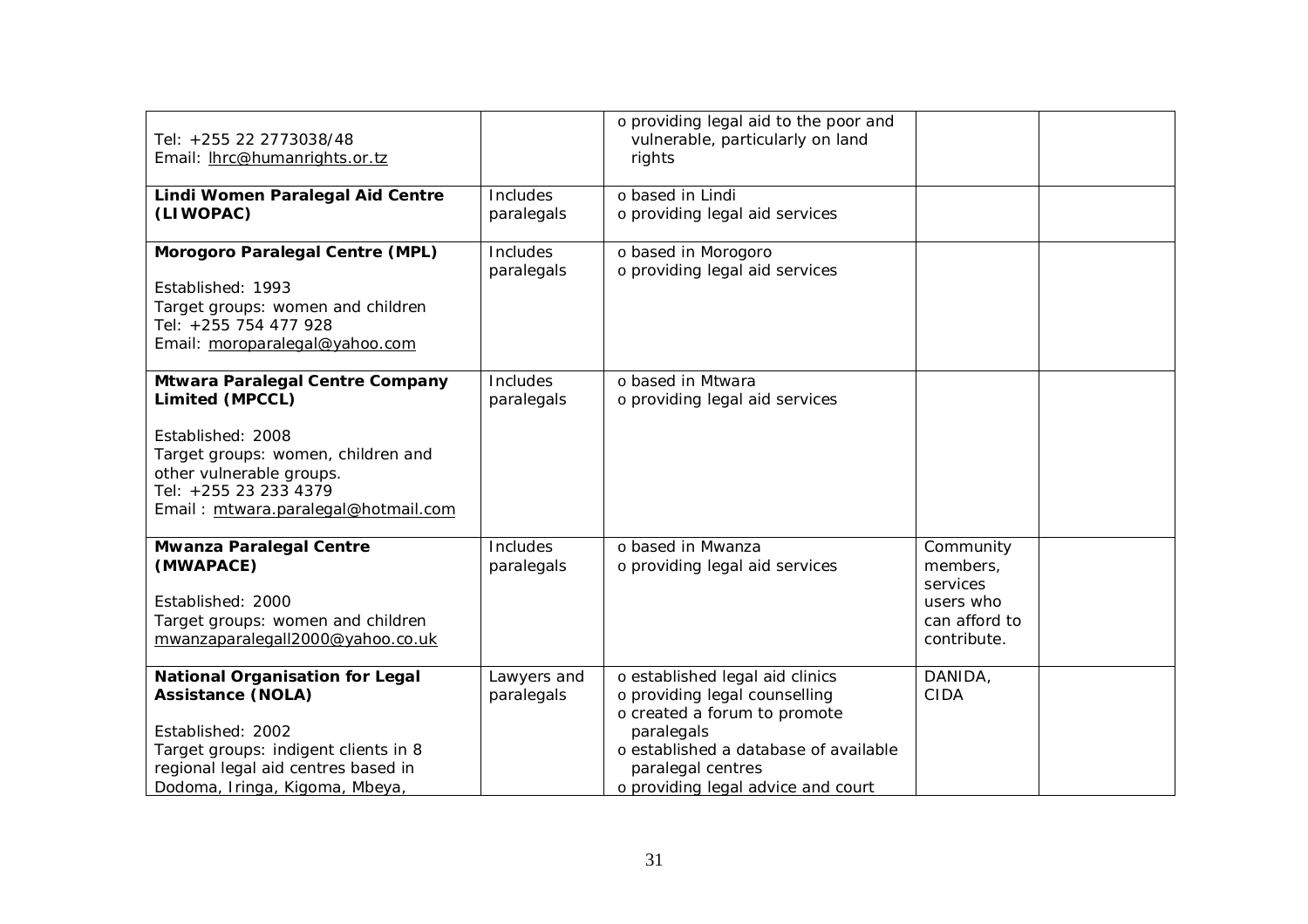| | | | | |
|---|---|---|---|---|
| Tel: +255 22 2773038/48<br>Email: lhrc@humanrights.or.tz | | o providing legal aid to the poor and vulnerable, particularly on land rights | | |
| **Lindi Women Paralegal Aid Centre (LIWOPAC)** | Includes paralegals | o based in Lindi<br>o providing legal aid services | | |
| **Morogoro Paralegal Centre (MPL)**<br><br>Established: 1993<br>Target groups: women and children<br>Tel: +255 754 477 928<br>Email: moroparalegal@yahoo.com | Includes paralegals | o based in Morogoro<br>o providing legal aid services | | |
| **Mtwara Paralegal Centre Company Limited (MPCCL)**<br><br>Established: 2008<br>Target groups: women, children and other vulnerable groups.<br>Tel: +255 23 233 4379<br>Email : mtwara.paralegal@hotmail.com | Includes paralegals | o based in Mtwara<br>o providing legal aid services | | |
| **Mwanza Paralegal Centre (MWAPACE)**<br><br>Established: 2000<br>Target groups: women and children<br>mwanzaparalegall2000@yahoo.co.uk | Includes paralegals | o based in Mwanza<br>o providing legal aid services | Community members, services users who can afford to contribute. | |
| **National Organisation for Legal Assistance (NOLA)**<br><br>Established: 2002<br>Target groups: indigent clients in 8 regional legal aid centres based in Dodoma, Iringa, Kigoma, Mbeya, | Lawyers and paralegals | o established legal aid clinics<br>o providing legal counselling<br>o created a forum to promote paralegals<br>o established a database of available paralegal centres<br>o providing legal advice and court | DANIDA, CIDA | |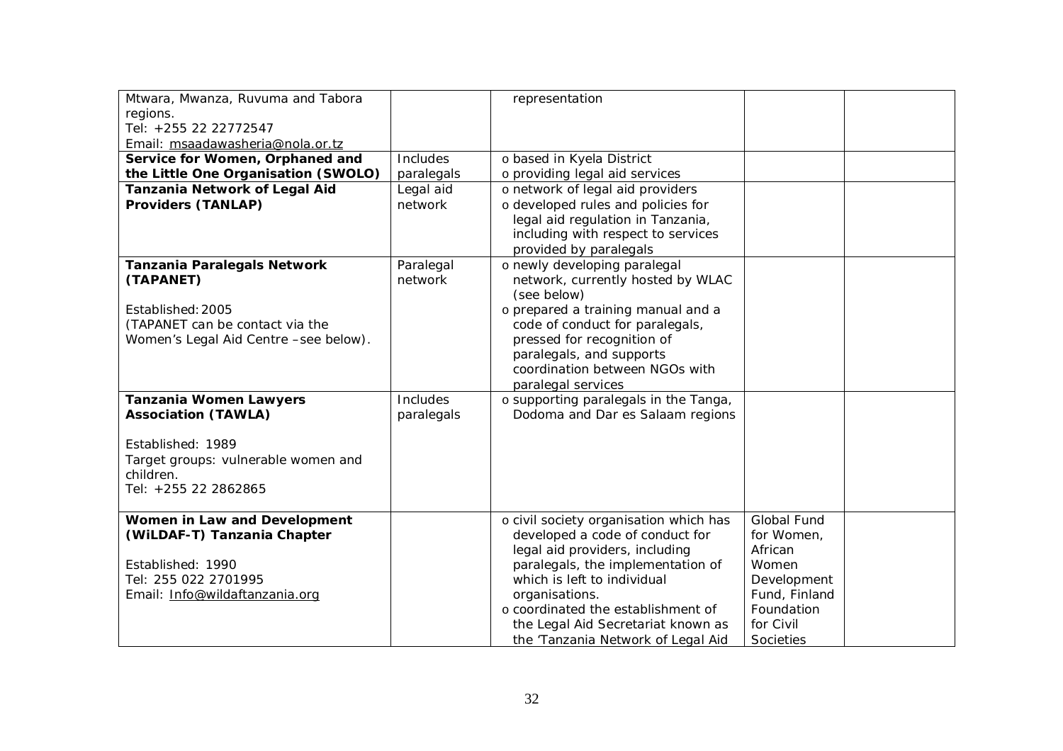| | | | | |
|---|---|---|---|---|
| Mtwara, Mwanza, Ruvuma and Tabora regions.<br>Tel: +255 22 22772547<br>Email: msaadawasheria@nola.or.tz | | representation | | |
| **Service for Women, Orphaned and the Little One Organisation (SWOLO)** | Includes paralegals | o based in Kyela District<br>o providing legal aid services | | |
| **Tanzania Network of Legal Aid Providers (TANLAP)** | Legal aid network | o network of legal aid providers<br>o developed rules and policies for legal aid regulation in Tanzania, including with respect to services provided by paralegals | | |
| **Tanzania Paralegals Network (TAPANET)**<br><br>Established: 2005<br>(TAPANET can be contact via the Women's Legal Aid Centre –see below). | Paralegal network | o newly developing paralegal network, currently hosted by WLAC (see below)<br>o prepared a training manual and a code of conduct for paralegals, pressed for recognition of paralegals, and supports coordination between NGOs with paralegal services | | |
| **Tanzania Women Lawyers Association (TAWLA)**<br><br>Established: 1989<br>Target groups: vulnerable women and children.<br>Tel: +255 22 2862865 | Includes paralegals | o supporting paralegals in the Tanga, Dodoma and Dar es Salaam regions | | |
| **Women in Law and Development (WiLDAF-T) Tanzania Chapter**<br><br>Established: 1990<br>Tel: 255 022 2701995<br>Email: Info@wildaftanzania.org | | o civil society organisation which has developed a code of conduct for legal aid providers, including paralegals, the implementation of which is left to individual organisations.<br>o coordinated the establishment of the Legal Aid Secretariat known as the 'Tanzania Network of Legal Aid | Global Fund for Women, African Women Development Fund, Finland Foundation for Civil Societies | |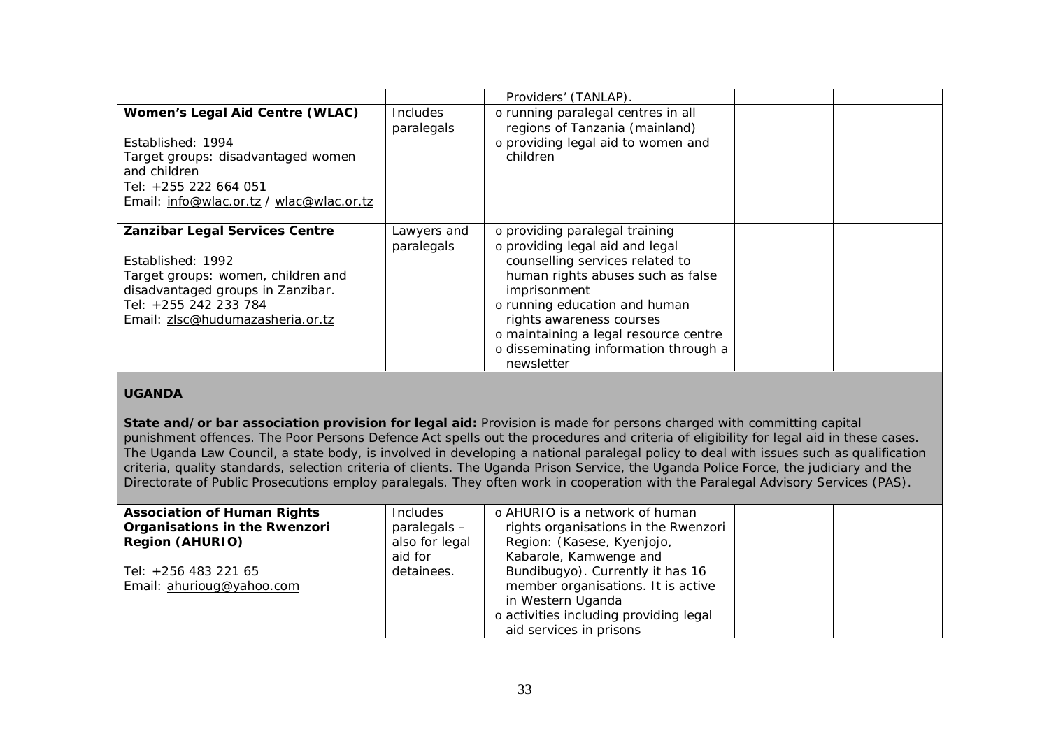| | | | | |
|---|---|---|---|---|
| | | Providers' (TANLAP). | | |
| **Women's Legal Aid Centre (WLAC)**<br><br>Established: 1994<br>Target groups: disadvantaged women and children<br>Tel: +255 222 664 051<br>Email: info@wlac.or.tz / wlac@wlac.or.tz | Includes paralegals | o running paralegal centres in all regions of Tanzania (mainland)<br>o providing legal aid to women and children | | |
| **Zanzibar Legal Services Centre**<br><br>Established: 1992<br>Target groups: women, children and disadvantaged groups in Zanzibar.<br>Tel: +255 242 233 784<br>Email: zlsc@hudumazasheria.or.tz | Lawyers and paralegals | o providing paralegal training<br>o providing legal aid and legal counselling services related to human rights abuses such as false imprisonment<br>o running education and human rights awareness courses<br>o maintaining a legal resource centre<br>o disseminating information through a newsletter | | |
| **UGANDA**<br><br>**State and/or bar association provision for legal aid:** Provision is made for persons charged with committing capital punishment offences. The Poor Persons Defence Act spells out the procedures and criteria of eligibility for legal aid in these cases. The Uganda Law Council, a state body, is involved in developing a national paralegal policy to deal with issues such as qualification criteria, quality standards, selection criteria of clients. The Uganda Prison Service, the Uganda Police Force, the judiciary and the Directorate of Public Prosecutions employ paralegals. They often work in cooperation with the Paralegal Advisory Services (PAS). | | | | |
| **Association of Human Rights Organisations in the Rwenzori Region (AHURIO)**<br><br>Tel: +256 483 221 65<br>Email: ahurioug@yahoo.com | Includes paralegals – also for legal aid for detainees. | o AHURIO is a network of human rights organisations in the Rwenzori Region: (Kasese, Kyenjojo, Kabarole, Kamwenge and Bundibugyo). Currently it has 16 member organisations. It is active in Western Uganda<br>o activities including providing legal aid services in prisons | | |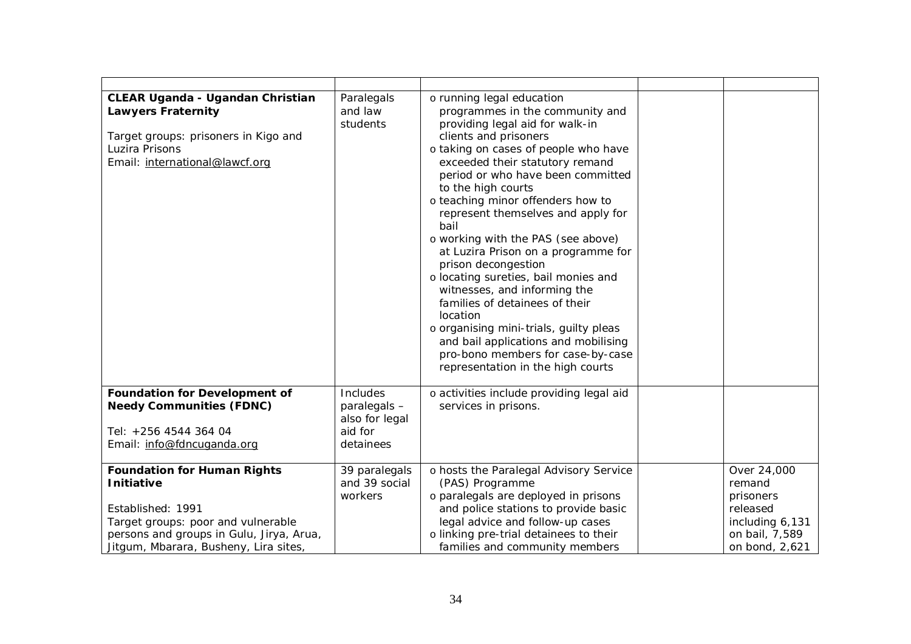| | | | | |
|---|---|---|---|---|
| **CLEAR Uganda - Ugandan Christian Lawyers Fraternity**<br><br>Target groups: prisoners in Kigo and Luzira Prisons<br>Email: international@lawcf.org | Paralegals and law students | o running legal education programmes in the community and providing legal aid for walk-in clients and prisoners<br>o taking on cases of people who have exceeded their statutory remand period or who have been committed to the high courts<br>o teaching minor offenders how to represent themselves and apply for bail<br>o working with the PAS (see above) at Luzira Prison on a programme for prison decongestion<br>o locating sureties, bail monies and witnesses, and informing the families of detainees of their location<br>o organising mini-trials, guilty pleas and bail applications and mobilising pro-bono members for case-by-case representation in the high courts | | |
| **Foundation for Development of Needy Communities (FDNC)**<br><br>Tel: +256 4544 364 04<br>Email: info@fdncuganda.org | Includes paralegals – also for legal aid for detainees | o activities include providing legal aid services in prisons. | | |
| **Foundation for Human Rights Initiative**<br><br>Established: 1991<br>Target groups: poor and vulnerable persons and groups in Gulu, Jirya, Arua, Jitgum, Mbarara, Busheny, Lira sites, | 39 paralegals and 39 social workers | o hosts the Paralegal Advisory Service (PAS) Programme<br>o paralegals are deployed in prisons and police stations to provide basic legal advice and follow-up cases<br>o linking pre-trial detainees to their families and community members | | Over 24,000 remand prisoners released including 6,131 on bail, 7,589 on bond, 2,621 |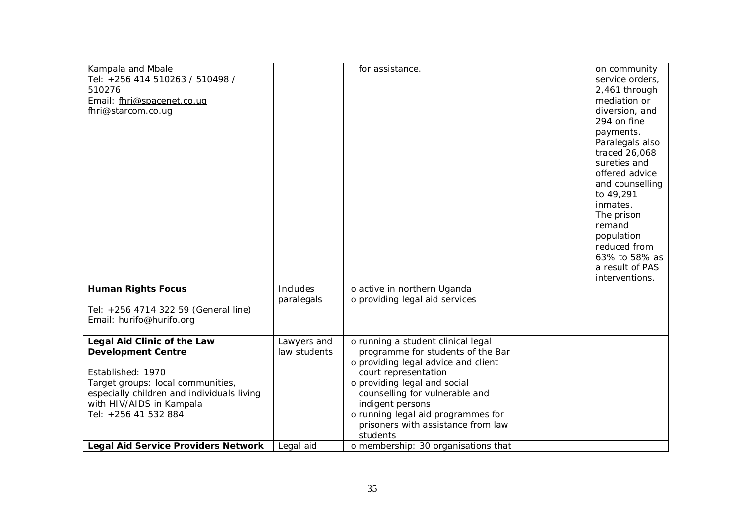| | | | | |
|---|---|---|---|---|
| Kampala and Mbale<br>Tel: +256 414 510263 / 510498 / 510276<br>Email: fhri@spacenet.co.ug<br>fhri@starcom.co.ug | | for assistance. | | on community service orders, 2,461 through mediation or diversion, and 294 on fine payments. Paralegals also traced 26,068 sureties and offered advice and counselling to 49,291 inmates. The prison remand population reduced from 63% to 58% as a result of PAS interventions. |
| **Human Rights Focus**<br><br>Tel: +256 4714 322 59 (General line)<br>Email: hurifo@hurifo.org | Includes paralegals | o active in northern Uganda<br>o providing legal aid services | | |
| **Legal Aid Clinic of the Law Development Centre**<br><br>Established: 1970<br>Target groups: local communities, especially children and individuals living with HIV/AIDS in Kampala<br>Tel: +256 41 532 884 | Lawyers and law students | o running a student clinical legal programme for students of the Bar<br>o providing legal advice and client court representation<br>o providing legal and social counselling for vulnerable and indigent persons<br>o running legal aid programmes for prisoners with assistance from law students | | |
| **Legal Aid Service Providers Network** | Legal aid | o membership: 30 organisations that | | |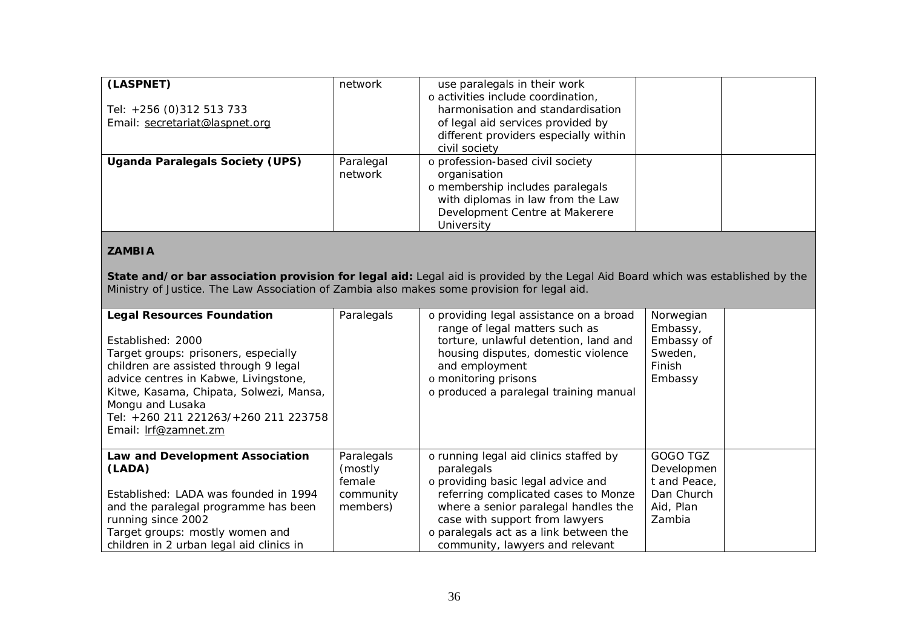| (LASPNET)<br><br>Tel: +256 (0)312 513 733<br>Email: secretariat@laspnet.org | network | use paralegals in their work<br>o activities include coordination, harmonisation and standardisation of legal aid services provided by different providers especially within civil society | | |
|---|---|---|---|---|
| **Uganda Paralegals Society (UPS)** | Paralegal network | o profession-based civil society organisation<br>o membership includes paralegals with diplomas in law from the Law Development Centre at Makerere University | | |

**ZAMBIA**

**State and/or bar association provision for legal aid:** Legal aid is provided by the Legal Aid Board which was established by the Ministry of Justice. The Law Association of Zambia also makes some provision for legal aid.

| | | | | |
|---|---|---|---|---|
| **Legal Resources Foundation**<br><br>Established: 2000<br>Target groups: prisoners, especially children are assisted through 9 legal advice centres in Kabwe, Livingstone, Kitwe, Kasama, Chipata, Solwezi, Mansa, Mongu and Lusaka<br>Tel: +260 211 221263/+260 211 223758<br>Email: lrf@zamnet.zm | Paralegals | o providing legal assistance on a broad range of legal matters such as torture, unlawful detention, land and housing disputes, domestic violence and employment<br>o monitoring prisons<br>o produced a paralegal training manual | Norwegian Embassy, Embassy of Sweden, Finish Embassy | |
| **Law and Development Association (LADA)**<br><br>Established: LADA was founded in 1994 and the paralegal programme has been running since 2002<br>Target groups: mostly women and children in 2 urban legal aid clinics in | Paralegals (mostly female community members) | o running legal aid clinics staffed by paralegals<br>o providing basic legal advice and referring complicated cases to Monze where a senior paralegal handles the case with support from lawyers<br>o paralegals act as a link between the community, lawyers and relevant | GOGO TGZ Development and Peace, Dan Church Aid, Plan Zambia | |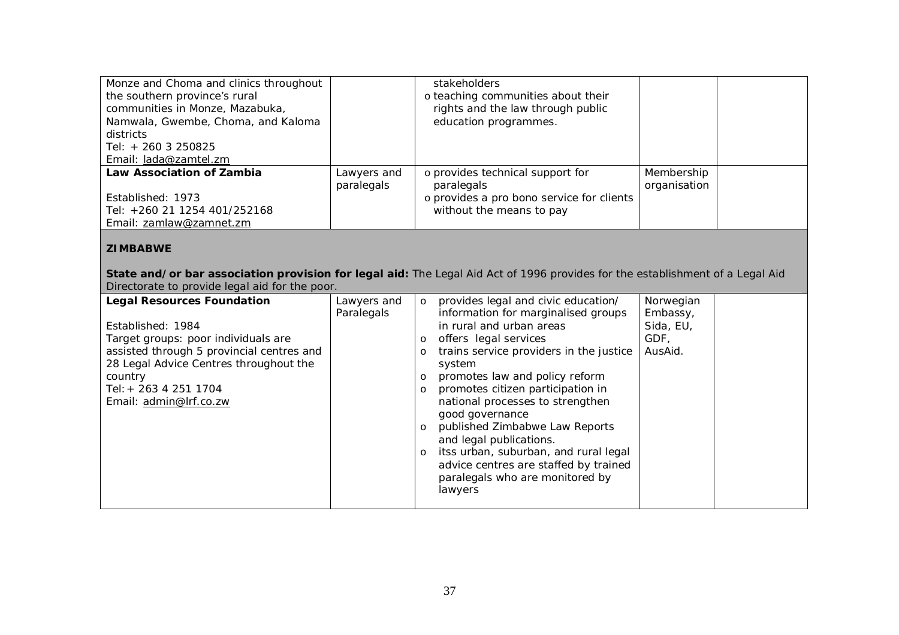| | | | | |
|---|---|---|---|---|
| Monze and Choma and clinics throughout the southern province's rural communities in Monze, Mazabuka, Namwala, Gwembe, Choma, and Kaloma districts<br>Tel: + 260 3 250825<br>Email: lada@zamtel.zm | | stakeholders<br>o teaching communities about their rights and the law through public education programmes. | | |
| **Law Association of Zambia**<br><br>Established: 1973<br>Tel: +260 21 1254 401/252168<br>Email: zamlaw@zamnet.zm | Lawyers and paralegals | o provides technical support for paralegals<br>o provides a pro bono service for clients without the means to pay | Membership organisation | |
| **ZIMBABWE**<br><br>**State and/or bar association provision for legal aid:** The Legal Aid Act of 1996 provides for the establishment of a Legal Aid Directorate to provide legal aid for the poor. | | | | |
| **Legal Resources Foundation**<br><br>Established: 1984<br>Target groups: poor individuals are assisted through 5 provincial centres and 28 Legal Advice Centres throughout the country<br>Tel: + 263 4 251 1704<br>Email: admin@lrf.co.zw | Lawyers and Paralegals | o provides legal and civic education/ information for marginalised groups in rural and urban areas<br>o offers legal services<br>o trains service providers in the justice system<br>o promotes law and policy reform<br>o promotes citizen participation in national processes to strengthen good governance<br>o published Zimbabwe Law Reports and legal publications.<br>o itss urban, suburban, and rural legal advice centres are staffed by trained paralegals who are monitored by lawyers | Norwegian Embassy, Sida, EU, GDF, AusAid. | |